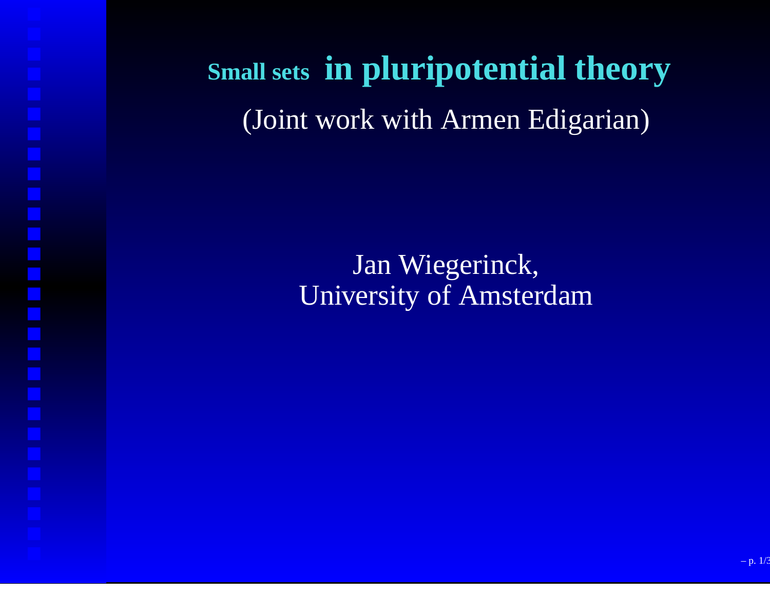# Small sets in pluripotential theory

(Joint work with Armen Edigarian)

Jan Wiegerinck,
University of Amsterdam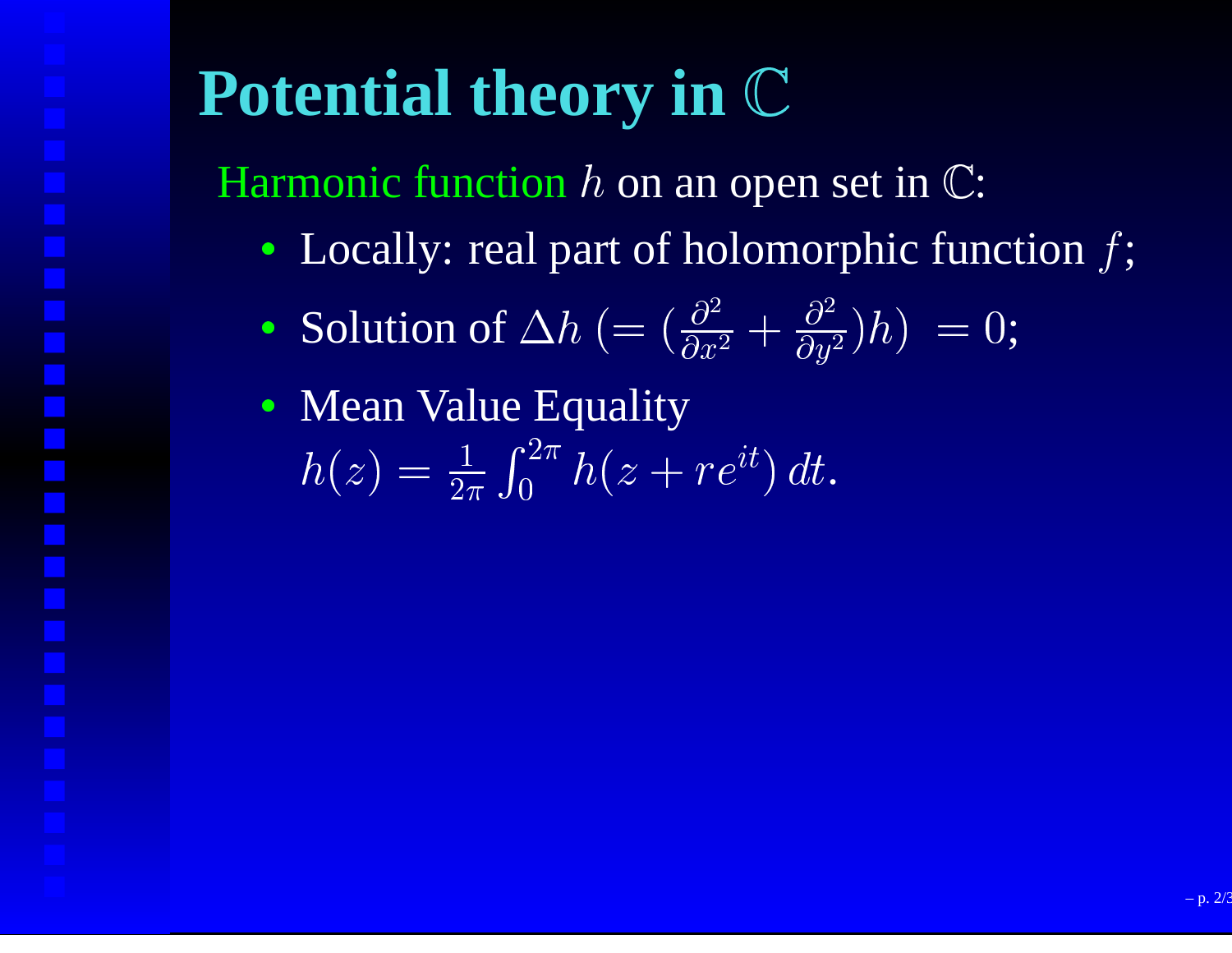# Potential theory in $\mathbb{C}$

Harmonic function $h$ on an open set in $\mathbb{C}$:

- Locally: real part of holomorphic function $f$;
- Solution of $\Delta h \; (= (\frac{\partial^2}{\partial x^2} + \frac{\partial^2}{\partial y^2})h) \; = 0$;
- Mean Value Equality
  $h(z) = \frac{1}{2\pi} \int_0^{2\pi} h(z + re^{it}) \, dt.$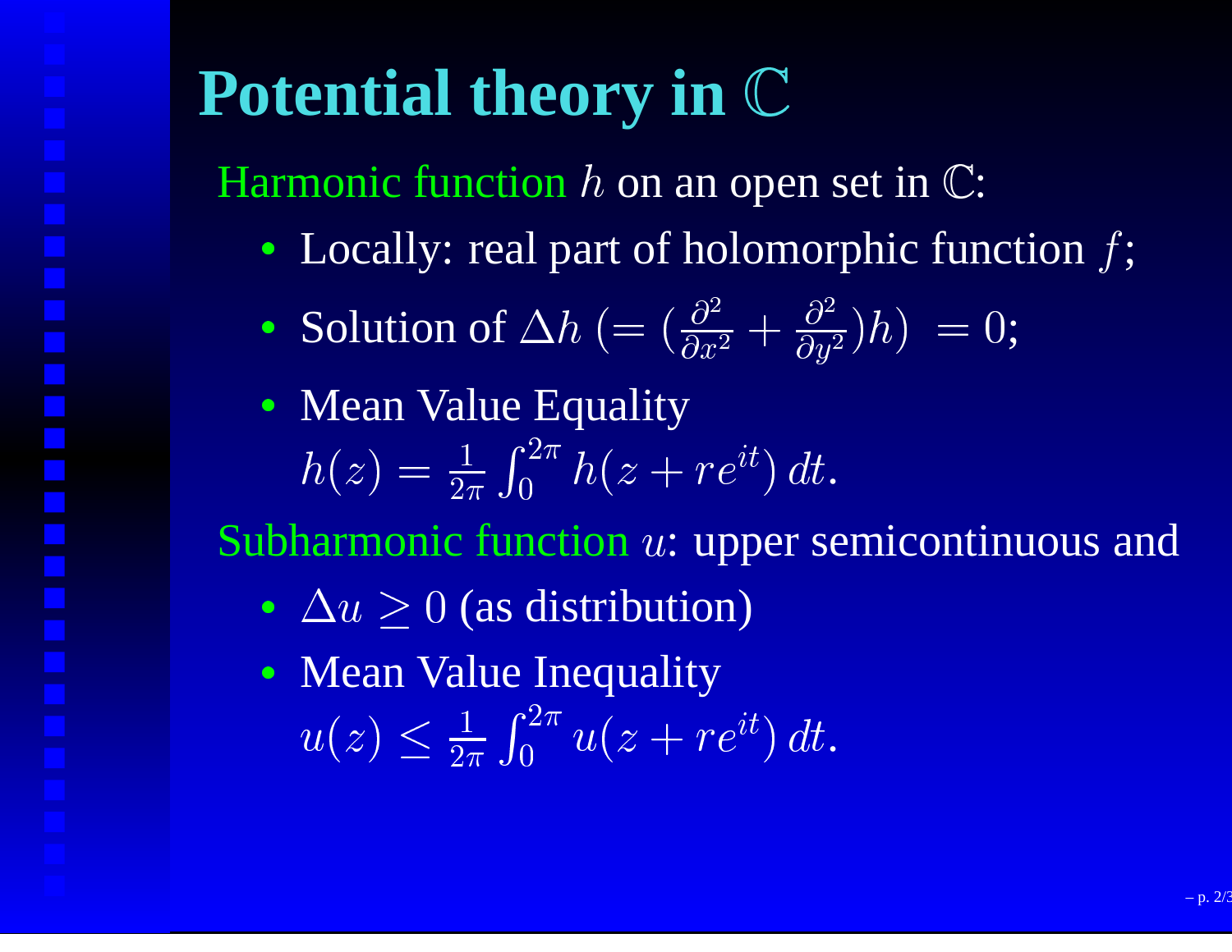# Potential theory in $\mathbb{C}$

Harmonic function $h$ on an open set in $\mathbb{C}$:

- Locally: real part of holomorphic function $f$;
- Solution of $\Delta h \ (= (\frac{\partial^2}{\partial x^2} + \frac{\partial^2}{\partial y^2})h) \ = 0$;
- Mean Value Equality
  $h(z) = \frac{1}{2\pi} \int_0^{2\pi} h(z + re^{it}) \, dt.$

Subharmonic function $u$: upper semicontinuous and

- $\Delta u \geq 0$ (as distribution)
- Mean Value Inequality
  $u(z) \leq \frac{1}{2\pi} \int_0^{2\pi} u(z + re^{it}) \, dt.$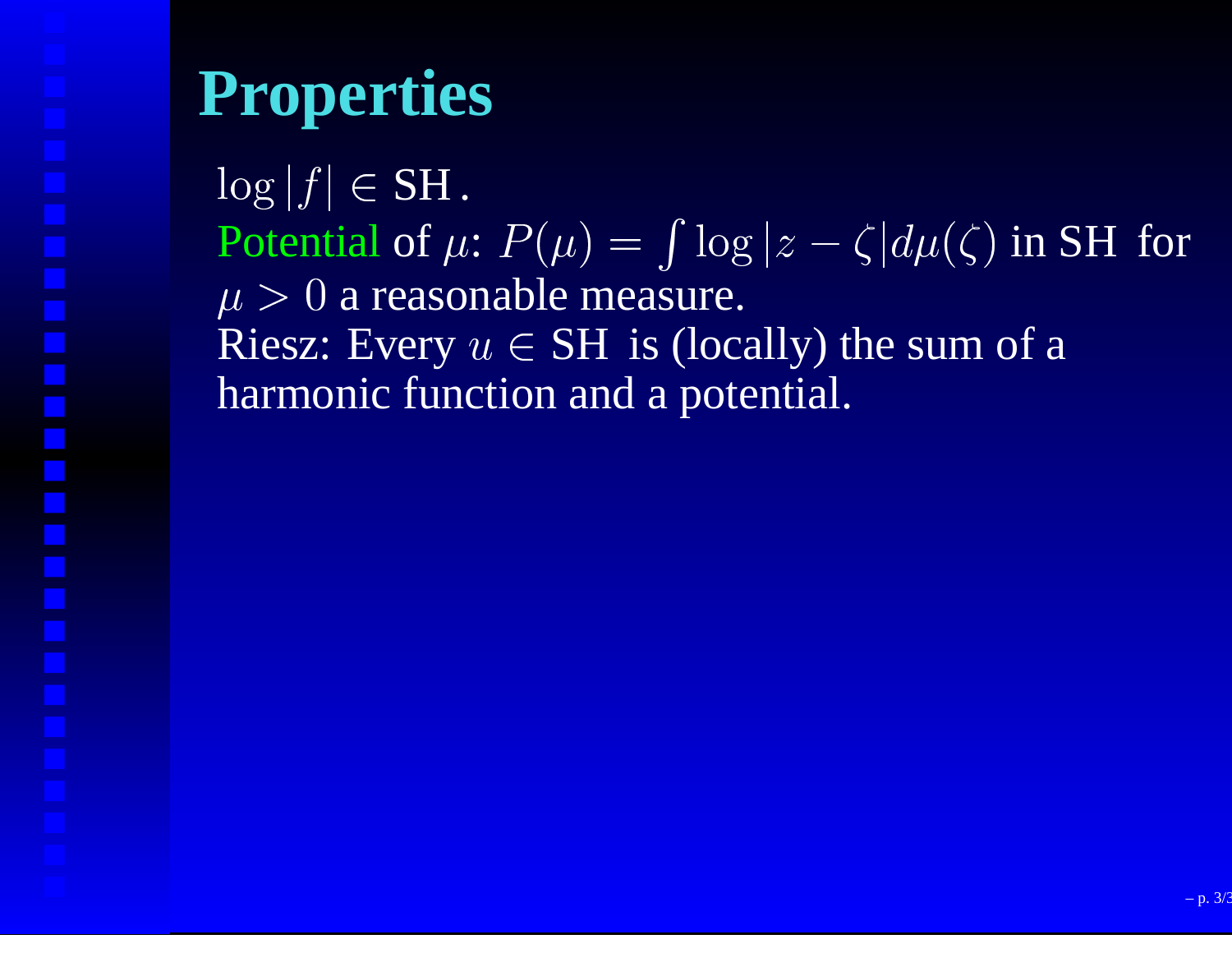# Properties

$\log|f| \in$ SH.

Potential of $\mu$: $P(\mu) = \int \log|z - \zeta| d\mu(\zeta)$ in SH for $\mu > 0$ a reasonable measure.

Riesz: Every $u \in$ SH is (locally) the sum of a harmonic function and a potential.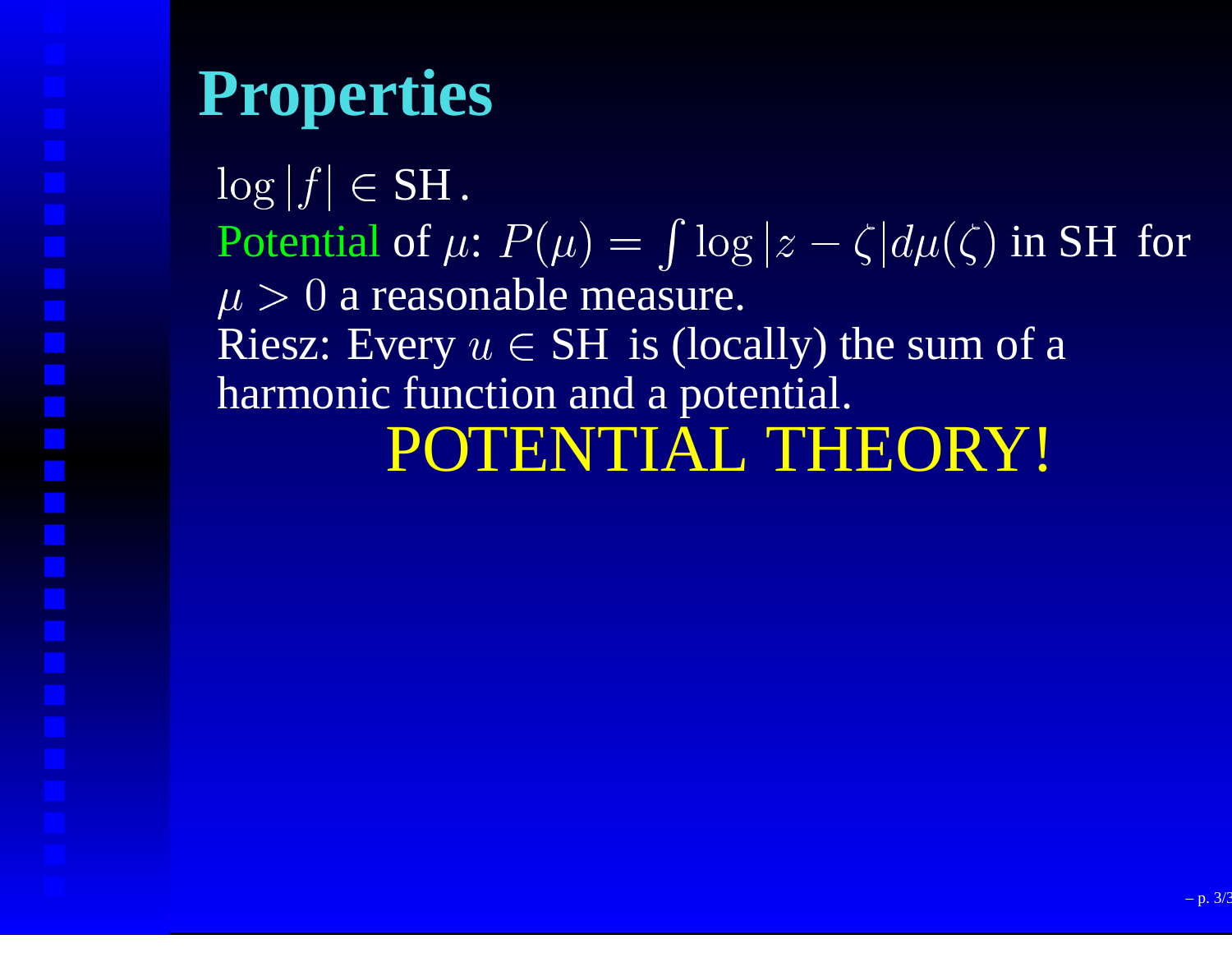# Properties

$\log|f| \in \mathrm{SH}$.

Potential of $\mu$: $P(\mu) = \int \log|z - \zeta| d\mu(\zeta)$ in SH for $\mu > 0$ a reasonable measure.

Riesz: Every $u \in \mathrm{SH}$ is (locally) the sum of a harmonic function and a potential.

POTENTIAL THEORY!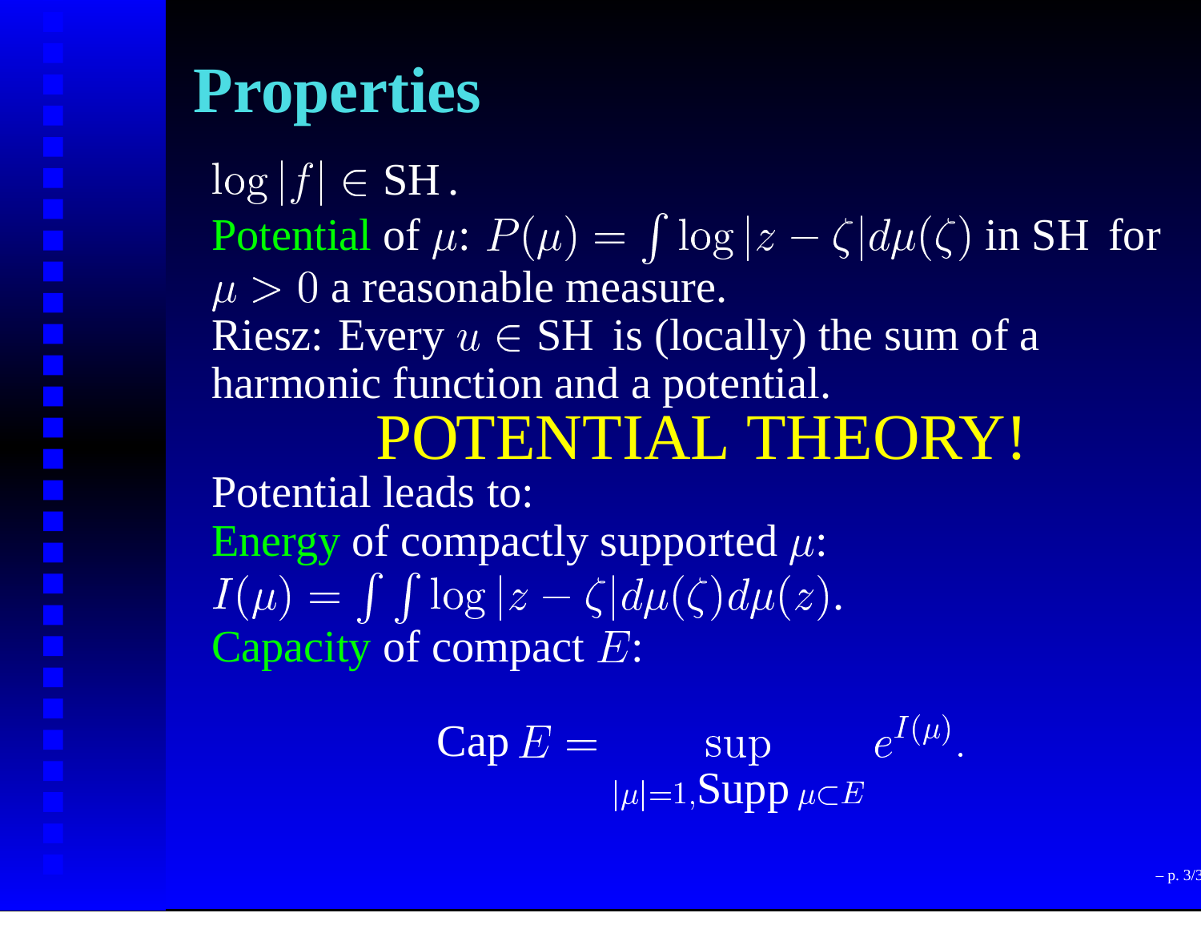# Properties

$\log|f| \in \mathrm{SH}$.

Potential of $\mu$: $P(\mu) = \int \log|z-\zeta| d\mu(\zeta)$ in SH for $\mu > 0$ a reasonable measure.

Riesz: Every $u \in \mathrm{SH}$ is (locally) the sum of a harmonic function and a potential.

POTENTIAL THEORY!

Potential leads to:

Energy of compactly supported $\mu$:

$I(\mu) = \int \int \log|z-\zeta| d\mu(\zeta) d\mu(z)$.

Capacity of compact $E$:

$$\mathrm{Cap}\, E = \sup_{|\mu|=1, \mathrm{Supp}\, \mu \subset E} e^{I(\mu)}.$$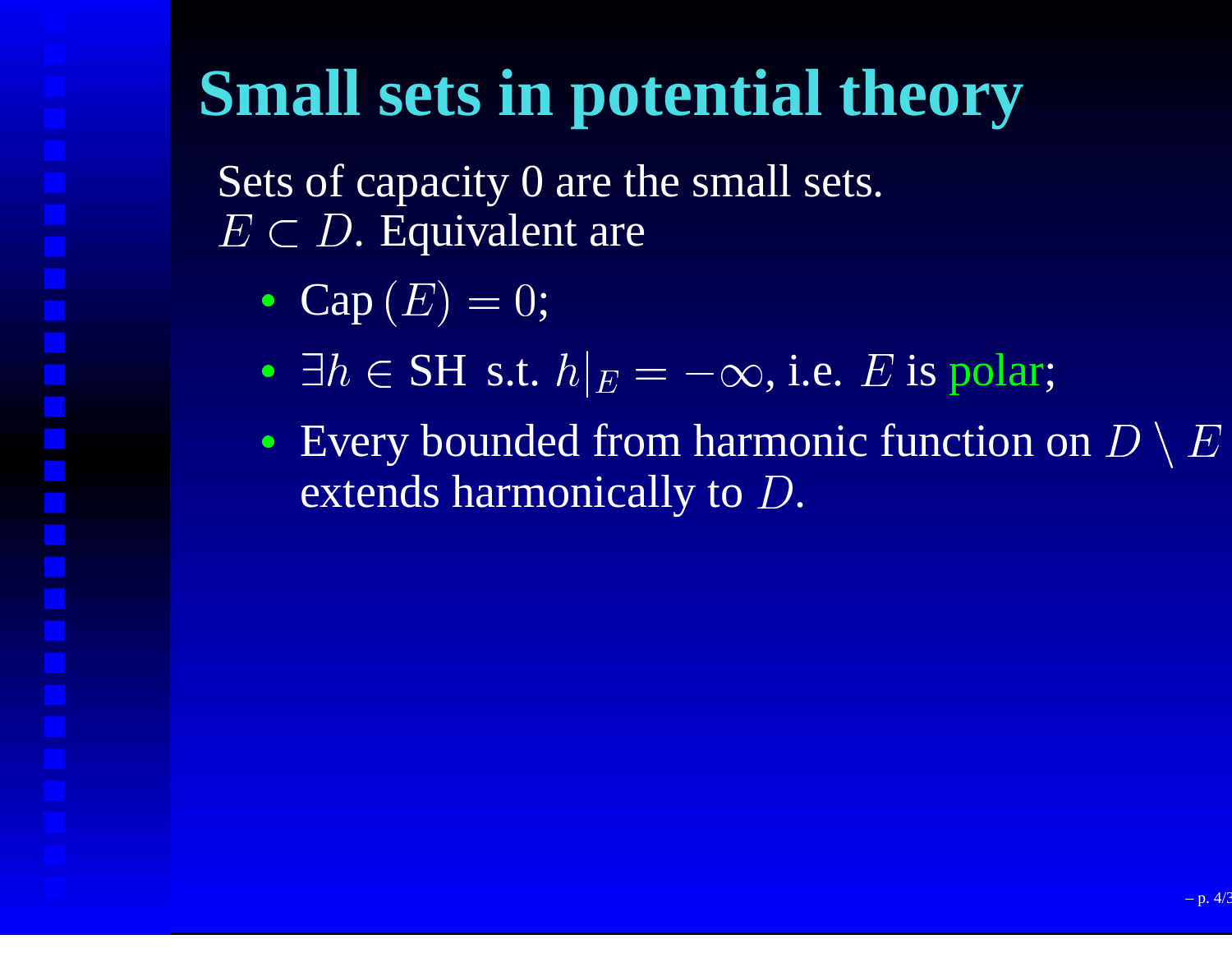# Small sets in potential theory

Sets of capacity 0 are the small sets.
$E \subset D$. Equivalent are

- Cap $(E) = 0$;
- $\exists h \in$ SH s.t. $h|_E = -\infty$, i.e. $E$ is polar;
- Every bounded from harmonic function on $D \setminus E$ extends harmonically to $D$.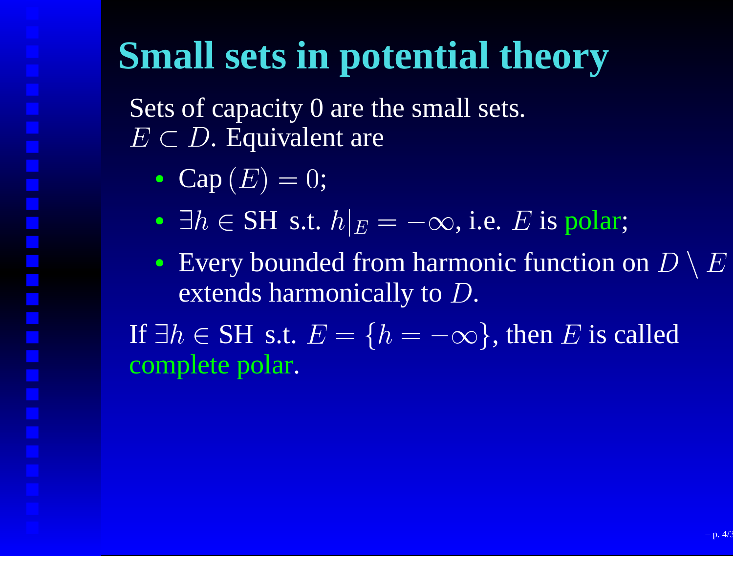# Small sets in potential theory

Sets of capacity 0 are the small sets.
$E \subset D$. Equivalent are

- $\mathrm{Cap}\,(E) = 0$;
- $\exists h \in \mathrm{SH}$ s.t. $h|_E = -\infty$, i.e. $E$ is polar;
- Every bounded from harmonic function on $D \setminus E$ extends harmonically to $D$.

If $\exists h \in \mathrm{SH}$ s.t. $E = \{h = -\infty\}$, then $E$ is called complete polar.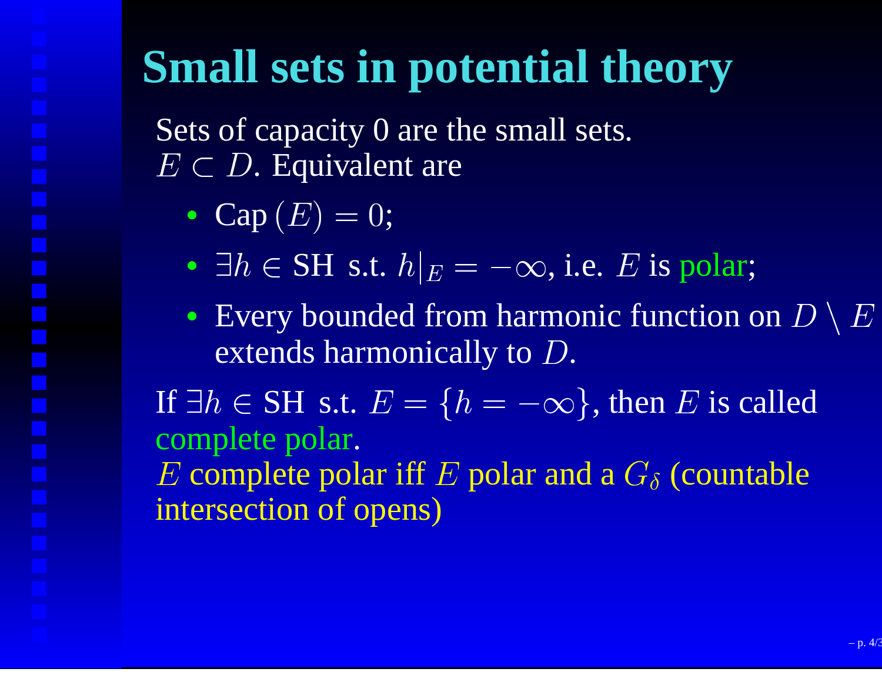# Small sets in potential theory

Sets of capacity 0 are the small sets.
$E \subset D$. Equivalent are

- Cap $(E) = 0$;
- $\exists h \in \text{SH}$ s.t. $h|_E = -\infty$, i.e. $E$ is polar;
- Every bounded from harmonic function on $D \setminus E$ extends harmonically to $D$.

If $\exists h \in \text{SH}$ s.t. $E = \{h = -\infty\}$, then $E$ is called complete polar.
$E$ complete polar iff $E$ polar and a $G_\delta$ (countable intersection of opens)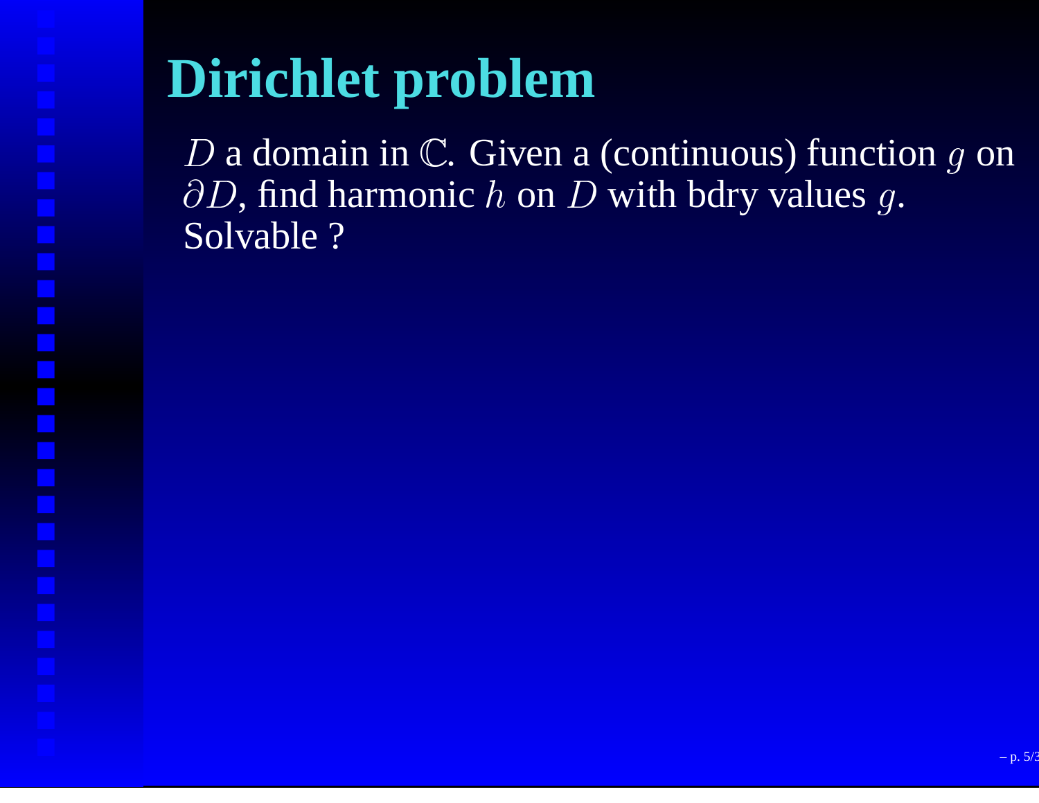# Dirichlet problem

$D$ a domain in $\mathbb{C}$. Given a (continuous) function $g$ on $\partial D$, find harmonic $h$ on $D$ with bdry values $g$.
Solvable ?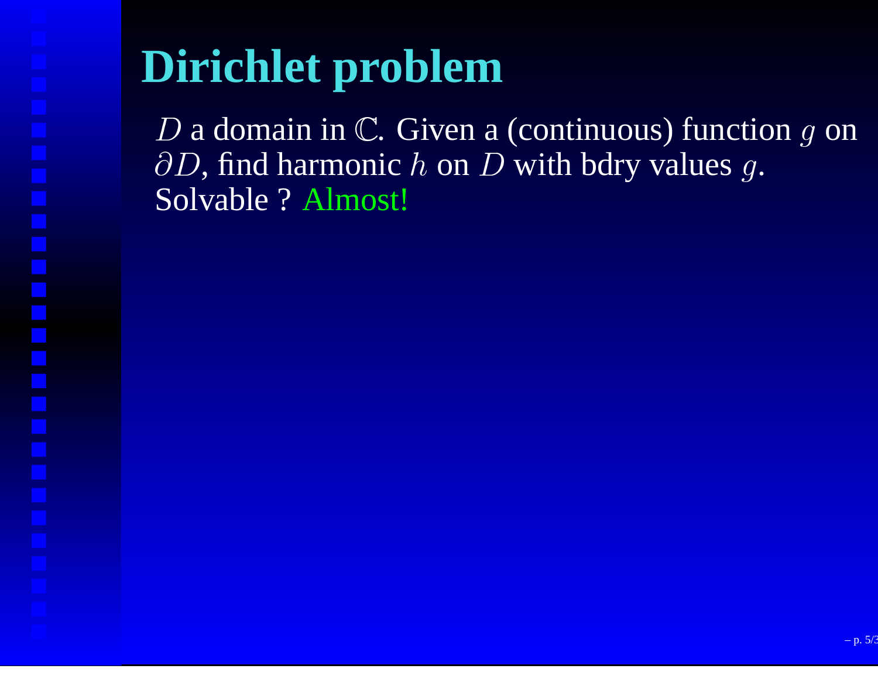# Dirichlet problem

$D$ a domain in $\mathbb{C}$. Given a (continuous) function $g$ on $\partial D$, find harmonic $h$ on $D$ with bdry values $g$.
Solvable ? Almost!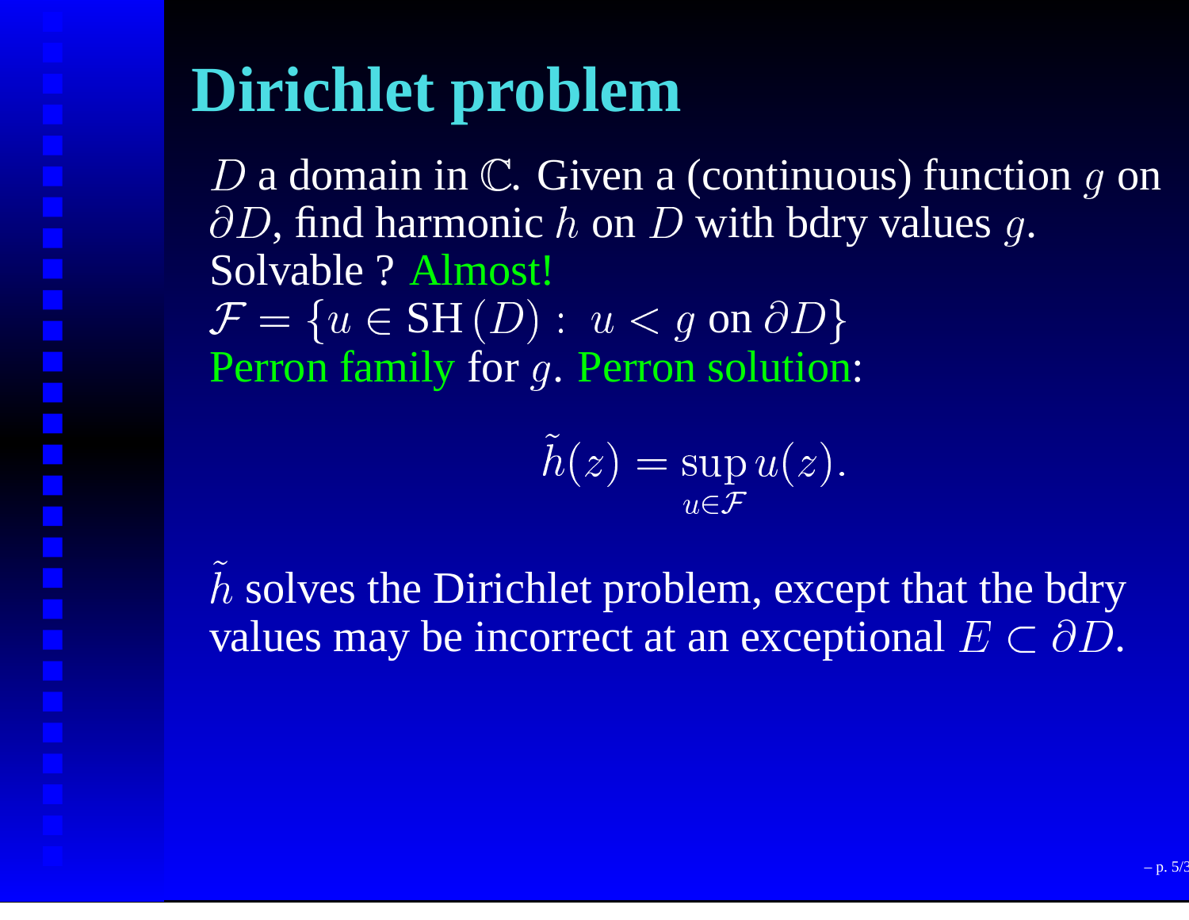# Dirichlet problem

$D$ a domain in $\mathbb{C}$. Given a (continuous) function $g$ on $\partial D$, find harmonic $h$ on $D$ with bdry values $g$.

Solvable ? Almost!

$\mathcal{F} = \{u \in \mathrm{SH}\,(D) : \; u < g \text{ on } \partial D\}$

Perron family for $g$. Perron solution:

$$\tilde{h}(z) = \sup_{u \in \mathcal{F}} u(z).$$

$\tilde{h}$ solves the Dirichlet problem, except that the bdry values may be incorrect at an exceptional $E \subset \partial D$.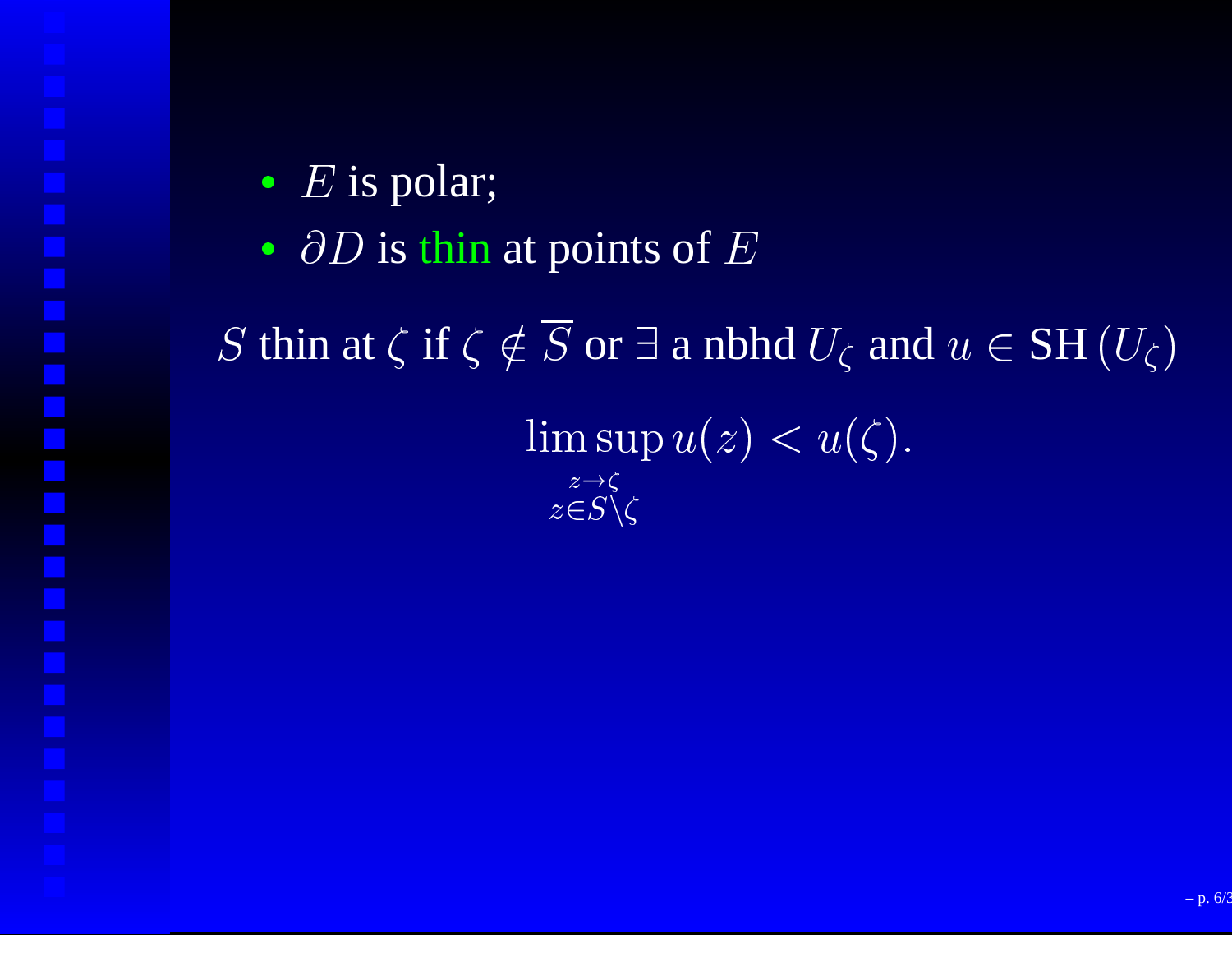- $E$ is polar;
- $\partial D$ is thin at points of $E$

$S$ thin at $\zeta$ if $\zeta \notin \overline{S}$ or $\exists$ a nbhd $U_\zeta$ and $u \in \mathrm{SH}\,(U_\zeta)$

$$\limsup_{\substack{z \to \zeta \\ z \in S \setminus \zeta}} u(z) < u(\zeta).$$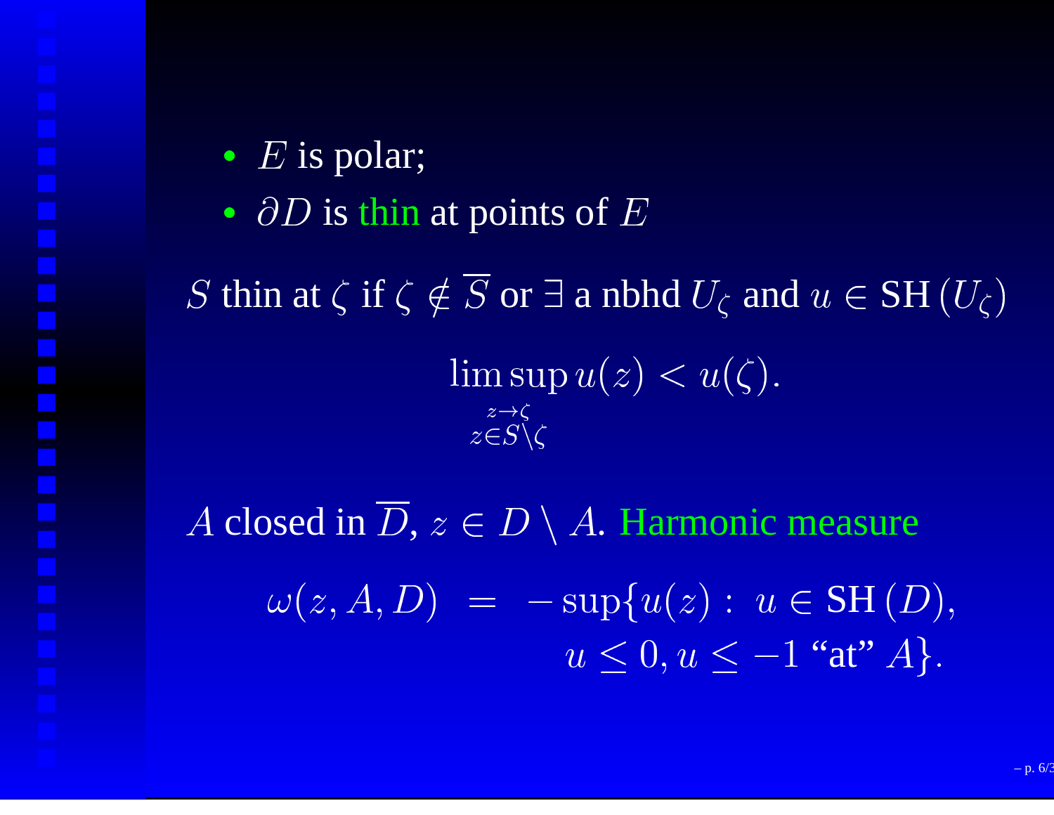- $E$ is polar;
- $\partial D$ is thin at points of $E$

$S$ thin at $\zeta$ if $\zeta \notin \overline{S}$ or $\exists$ a nbhd $U_\zeta$ and $u \in \mathrm{SH}\,(U_\zeta)$

$$\limsup_{\substack{z \to \zeta \\ z \in S \setminus \zeta}} u(z) < u(\zeta).$$

$A$ closed in $\overline{D}$, $z \in D \setminus A$. Harmonic measure

$$\begin{aligned} \omega(z, A, D) \;&=\; -\sup\{u(z) :\; u \in \mathrm{SH}\,(D), \\ &\qquad u \le 0, u \le -1 \text{ “at” } A\}. \end{aligned}$$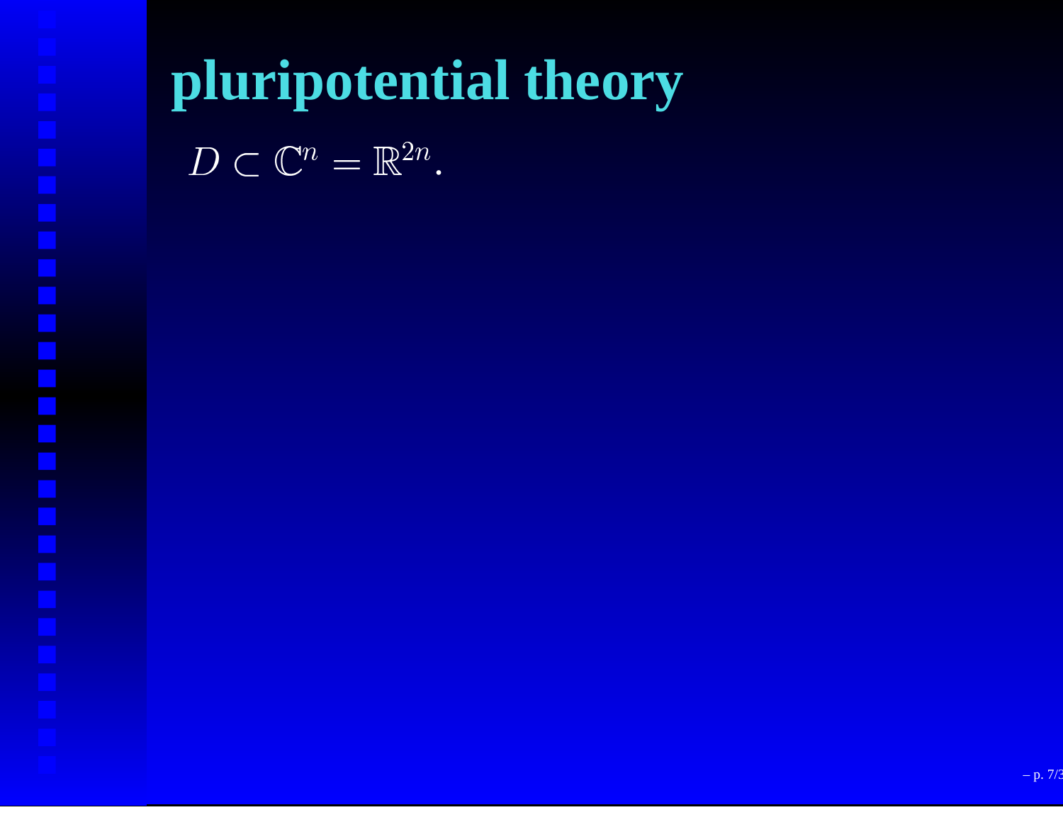# pluripotential theory

$D \subset \mathbb{C}^n = \mathbb{R}^{2n}$.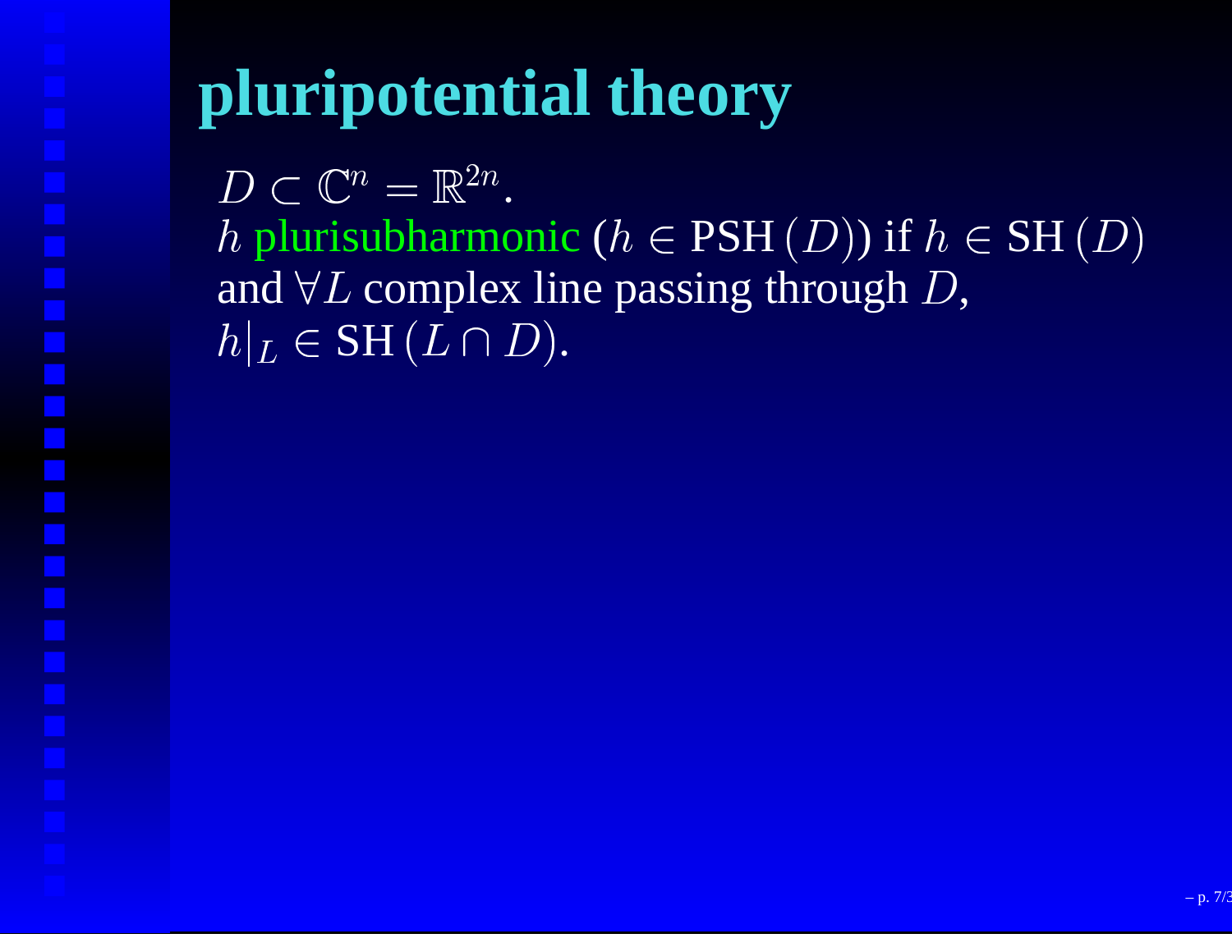# pluripotential theory

$D \subset \mathbb{C}^n = \mathbb{R}^{2n}$.
$h$ plurisubharmonic ($h \in \mathrm{PSH}\,(D)$) if $h \in \mathrm{SH}\,(D)$ and $\forall L$ complex line passing through $D$, $h|_L \in \mathrm{SH}\,(L \cap D)$.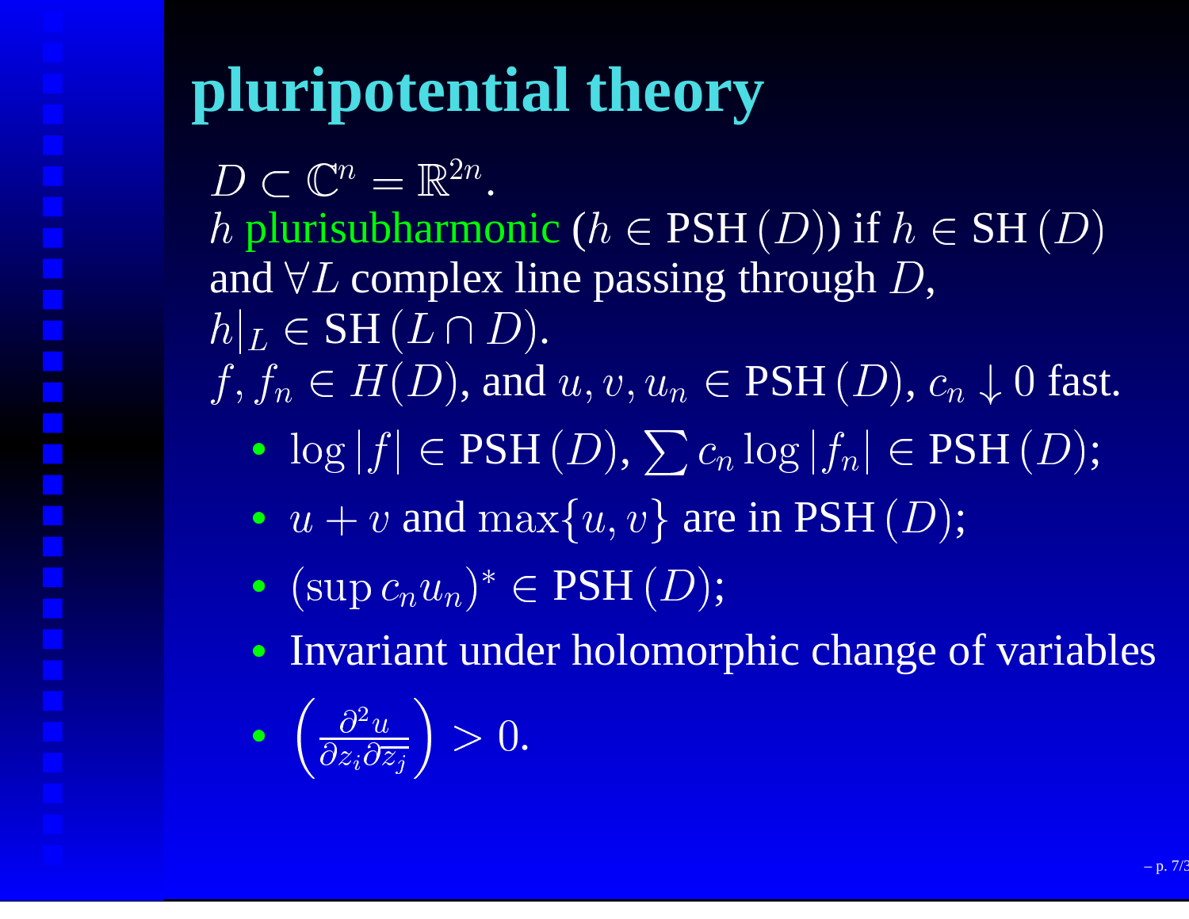# pluripotential theory

$D \subset \mathbb{C}^n = \mathbb{R}^{2n}$.
$h$ plurisubharmonic ($h \in \text{PSH}\,(D)$) if $h \in \text{SH}\,(D)$ and $\forall L$ complex line passing through $D$,
$h|_L \in \text{SH}\,(L \cap D)$.
$f, f_n \in H(D)$, and $u, v, u_n \in \text{PSH}\,(D)$, $c_n \downarrow 0$ fast.

- $\log|f| \in \text{PSH}\,(D)$, $\sum c_n \log|f_n| \in \text{PSH}\,(D)$;
- $u + v$ and $\max\{u, v\}$ are in $\text{PSH}\,(D)$;
- $(\sup c_n u_n)^* \in \text{PSH}\,(D)$;
- Invariant under holomorphic change of variables
- $\left(\frac{\partial^2 u}{\partial z_i \partial \overline{z_j}}\right) > 0.$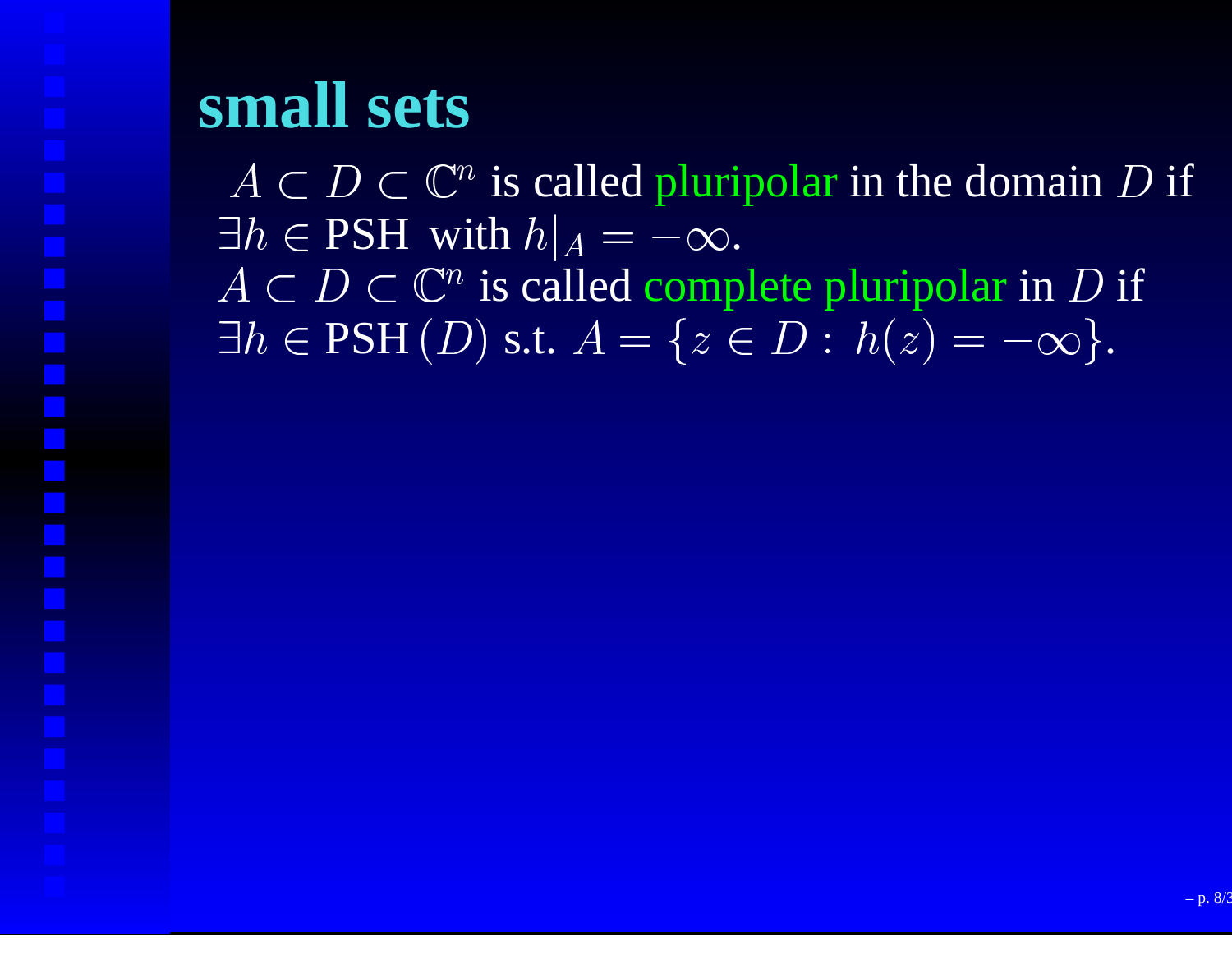# small sets

$A \subset D \subset \mathbb{C}^n$ is called pluripolar in the domain $D$ if $\exists h \in \text{PSH}$ with $h|_A = -\infty$.
$A \subset D \subset \mathbb{C}^n$ is called complete pluripolar in $D$ if $\exists h \in \text{PSH}(D)$ s.t. $A = \{z \in D : h(z) = -\infty\}$.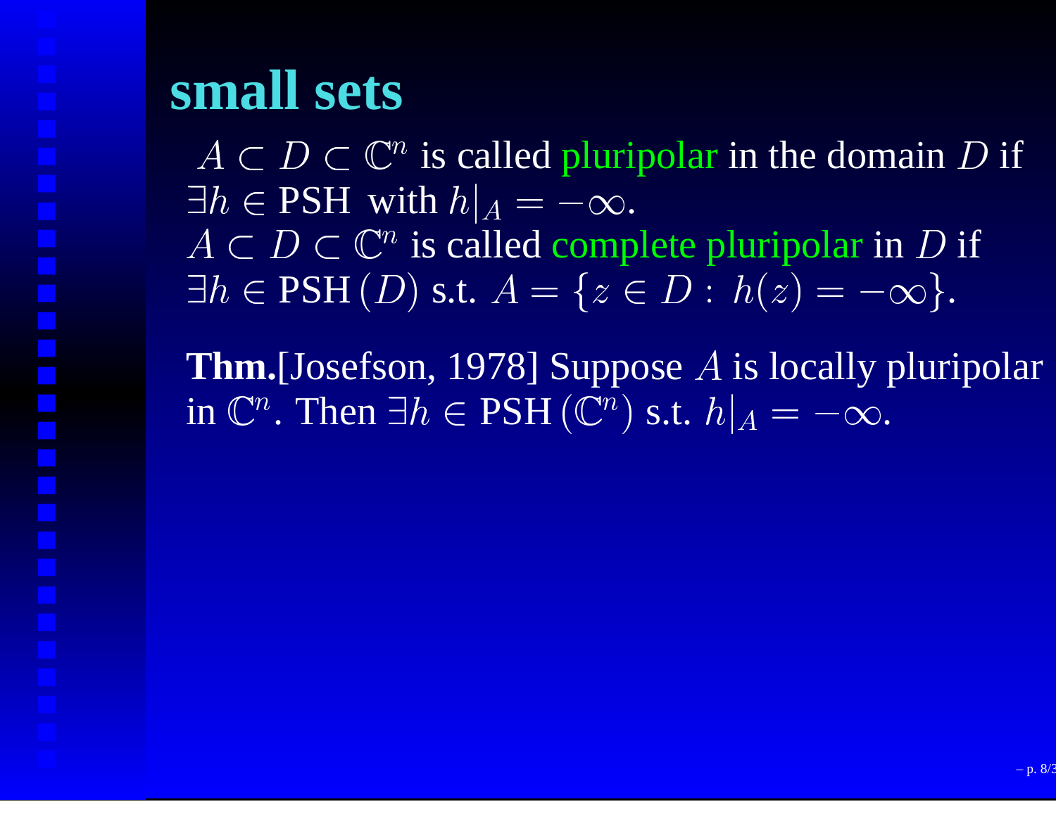# small sets

$A \subset D \subset \mathbb{C}^n$ is called pluripolar in the domain $D$ if $\exists h \in \text{PSH}$ with $h|_A = -\infty$.
$A \subset D \subset \mathbb{C}^n$ is called complete pluripolar in $D$ if $\exists h \in \text{PSH}\,(D)$ s.t. $A = \{z \in D : \, h(z) = -\infty\}$.

**Thm.**[Josefson, 1978] Suppose $A$ is locally pluripolar in $\mathbb{C}^n$. Then $\exists h \in \text{PSH}\,(\mathbb{C}^n)$ s.t. $h|_A = -\infty$.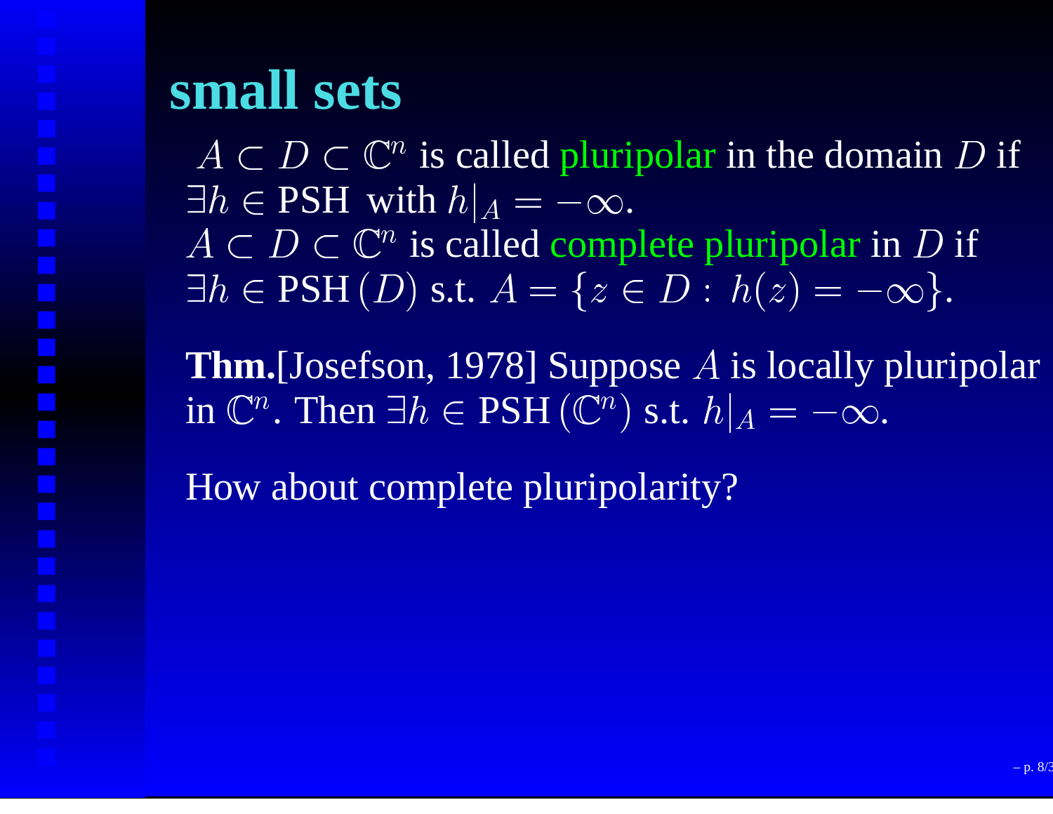# small sets

$A \subset D \subset \mathbb{C}^n$ is called pluripolar in the domain $D$ if $\exists h \in \text{PSH}$ with $h|_A = -\infty$.
$A \subset D \subset \mathbb{C}^n$ is called complete pluripolar in $D$ if $\exists h \in \text{PSH}(D)$ s.t. $A = \{z \in D : h(z) = -\infty\}$.

**Thm.**[Josefson, 1978] Suppose $A$ is locally pluripolar in $\mathbb{C}^n$. Then $\exists h \in \text{PSH}(\mathbb{C}^n)$ s.t. $h|_A = -\infty$.

How about complete pluripolarity?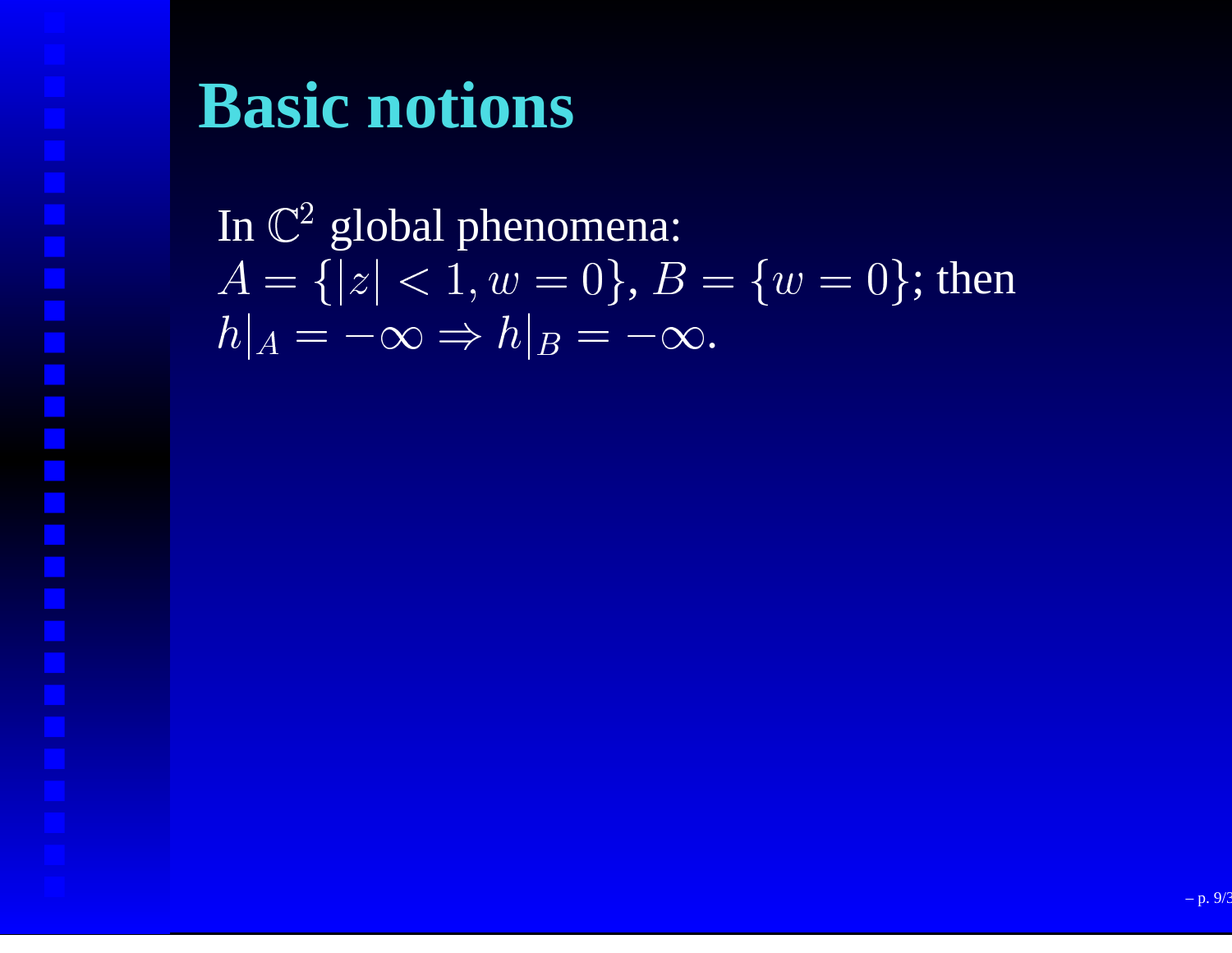# Basic notions

In $\mathbb{C}^2$ global phenomena:
$A = \{|z| < 1, w = 0\}$, $B = \{w = 0\}$; then
$h|_A = -\infty \Rightarrow h|_B = -\infty$.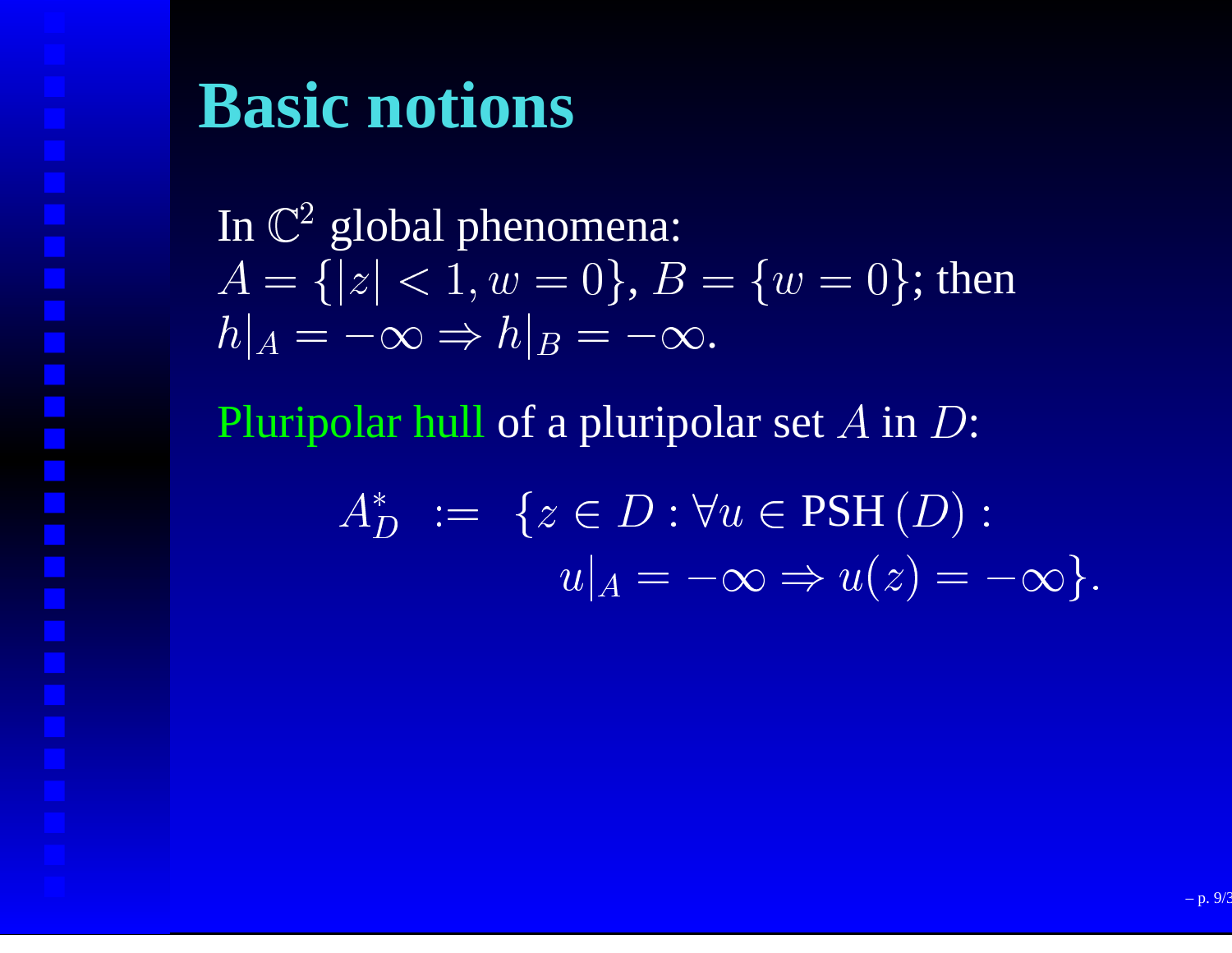# Basic notions

In $\mathbb{C}^2$ global phenomena:
$A = \{|z| < 1, w = 0\}$, $B = \{w = 0\}$; then
$h|_A = -\infty \Rightarrow h|_B = -\infty$.

Pluripolar hull of a pluripolar set $A$ in $D$:

$$A^*_D := \{z \in D : \forall u \in \text{PSH}(D) : \\ u|_A = -\infty \Rightarrow u(z) = -\infty\}.$$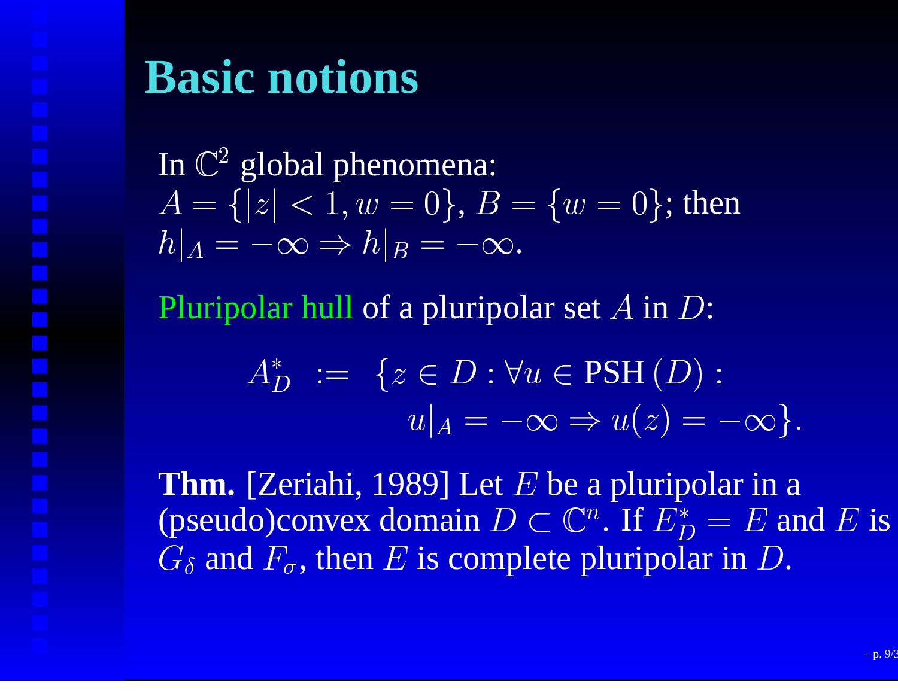# Basic notions

In $\mathbb{C}^2$ global phenomena:
$A = \{|z| < 1, w = 0\}$, $B = \{w = 0\}$; then
$h|_A = -\infty \Rightarrow h|_B = -\infty$.

Pluripolar hull of a pluripolar set $A$ in $D$:

$$A_D^* := \{z \in D : \forall u \in \mathrm{PSH}(D) : \\ u|_A = -\infty \Rightarrow u(z) = -\infty\}.$$

**Thm.** [Zeriahi, 1989] Let $E$ be a pluripolar in a (pseudo)convex domain $D \subset \mathbb{C}^n$. If $E_D^* = E$ and $E$ is $G_\delta$ and $F_\sigma$, then $E$ is complete pluripolar in $D$.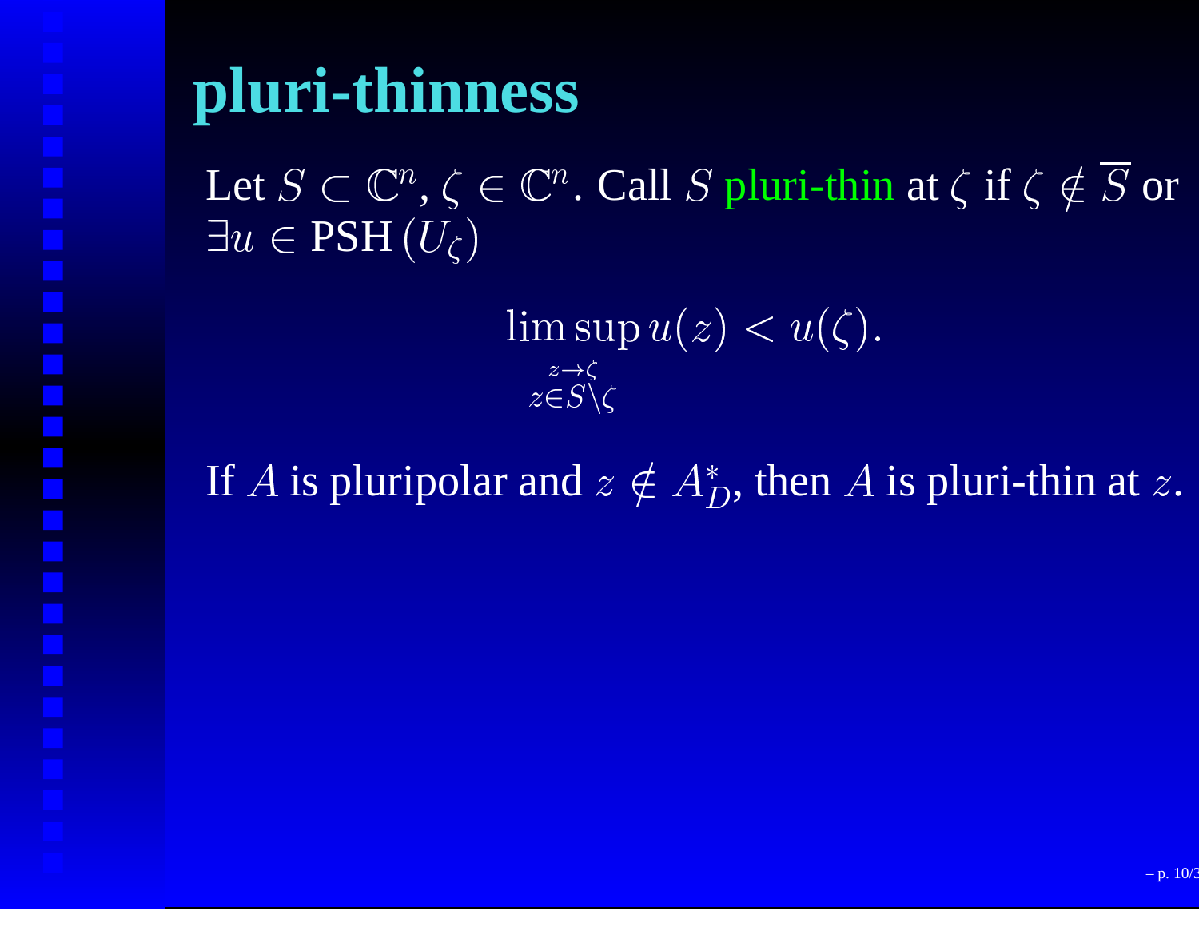# pluri-thinness

Let $S \subset \mathbb{C}^n$, $\zeta \in \mathbb{C}^n$. Call $S$ pluri-thin at $\zeta$ if $\zeta \notin \overline{S}$ or $\exists u \in \mathrm{PSH}\,(U_\zeta)$

$$\limsup_{\substack{z \to \zeta \\ z \in S \setminus \zeta}} u(z) < u(\zeta).$$

If $A$ is pluripolar and $z \notin A_D^*$, then $A$ is pluri-thin at $z$.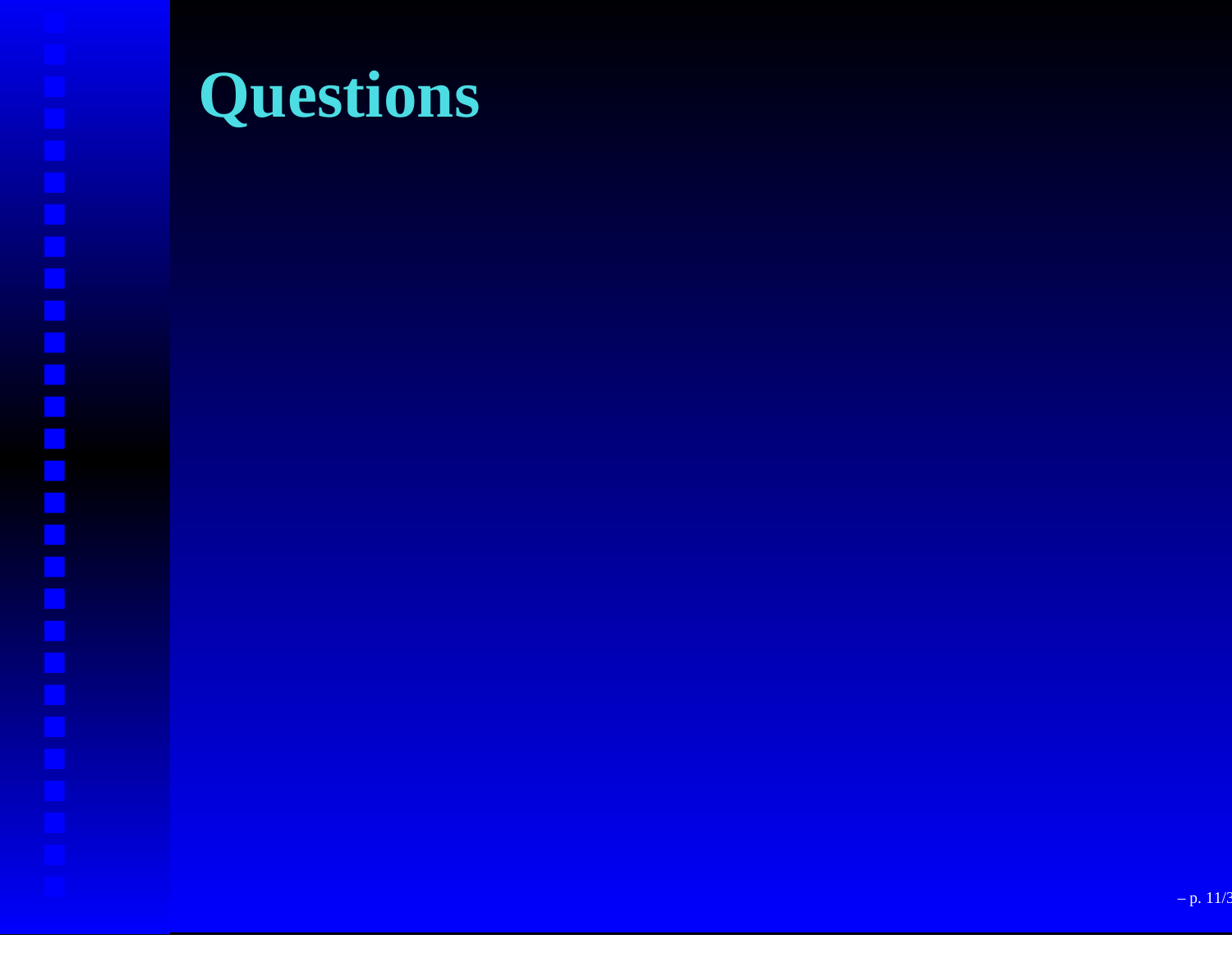# Questions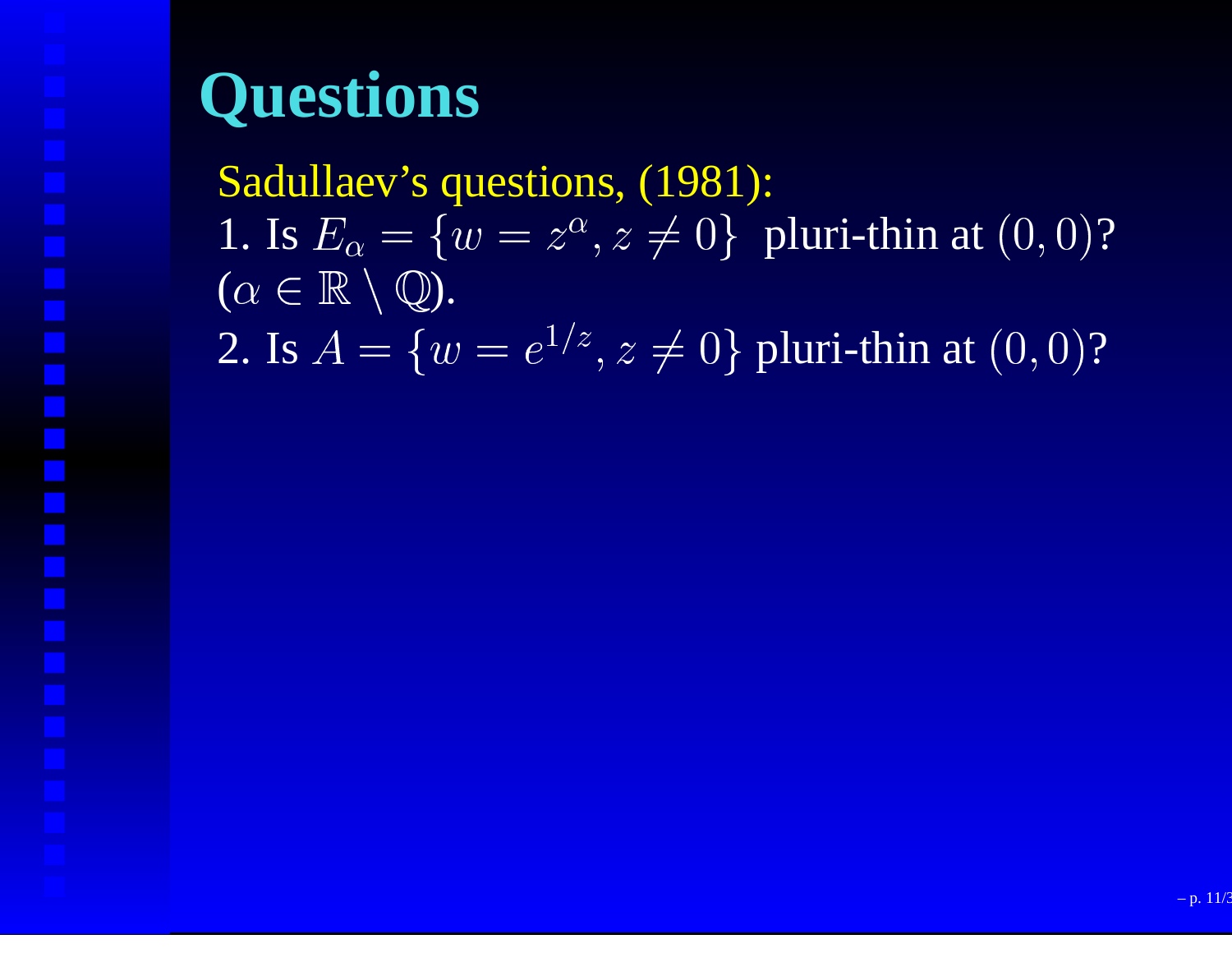# Questions

Sadullaev's questions, (1981):

1. Is $E_\alpha = \{w = z^\alpha, z \neq 0\}$ pluri-thin at $(0,0)$? ($\alpha \in \mathbb{R} \setminus \mathbb{Q}$).
2. Is $A = \{w = e^{1/z}, z \neq 0\}$ pluri-thin at $(0,0)$?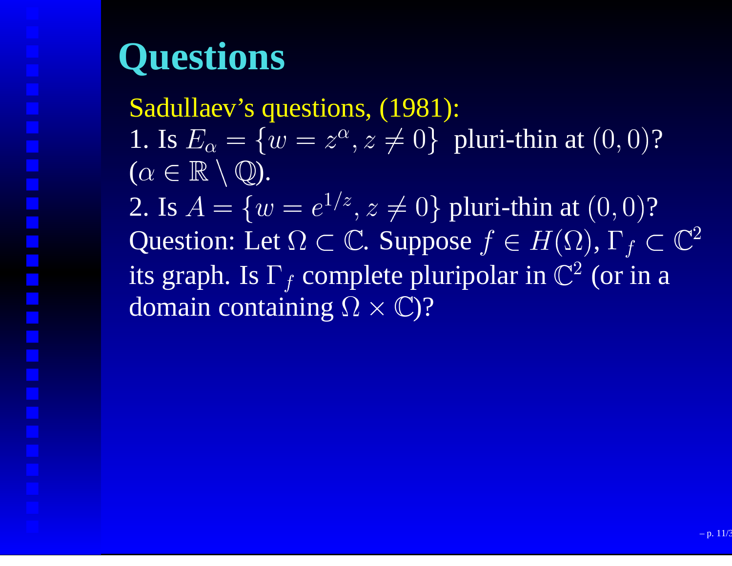# Questions

Sadullaev's questions, (1981):

1. Is $E_\alpha = \{w = z^\alpha, z \neq 0\}$ pluri-thin at $(0,0)$? ($\alpha \in \mathbb{R} \setminus \mathbb{Q}$).
2. Is $A = \{w = e^{1/z}, z \neq 0\}$ pluri-thin at $(0,0)$?

Question: Let $\Omega \subset \mathbb{C}$. Suppose $f \in H(\Omega)$, $\Gamma_f \subset \mathbb{C}^2$ its graph. Is $\Gamma_f$ complete pluripolar in $\mathbb{C}^2$ (or in a domain containing $\Omega \times \mathbb{C}$)?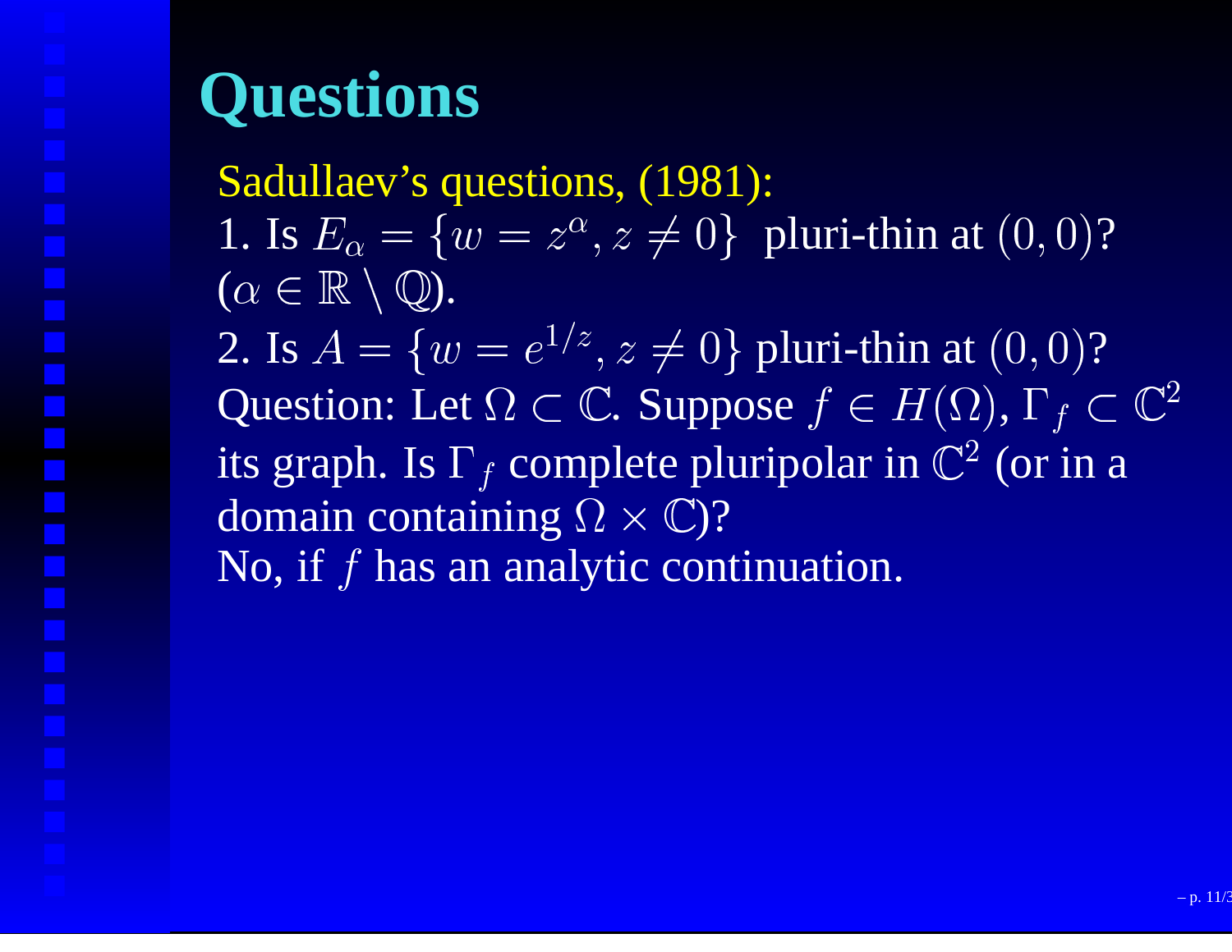# Questions

Sadullaev's questions, (1981):

1. Is $E_\alpha = \{w = z^\alpha, z \neq 0\}$ pluri-thin at $(0,0)$? ($\alpha \in \mathbb{R} \setminus \mathbb{Q}$).

2. Is $A = \{w = e^{1/z}, z \neq 0\}$ pluri-thin at $(0,0)$?

Question: Let $\Omega \subset \mathbb{C}$. Suppose $f \in H(\Omega)$, $\Gamma_f \subset \mathbb{C}^2$ its graph. Is $\Gamma_f$ complete pluripolar in $\mathbb{C}^2$ (or in a domain containing $\Omega \times \mathbb{C}$)?

No, if $f$ has an analytic continuation.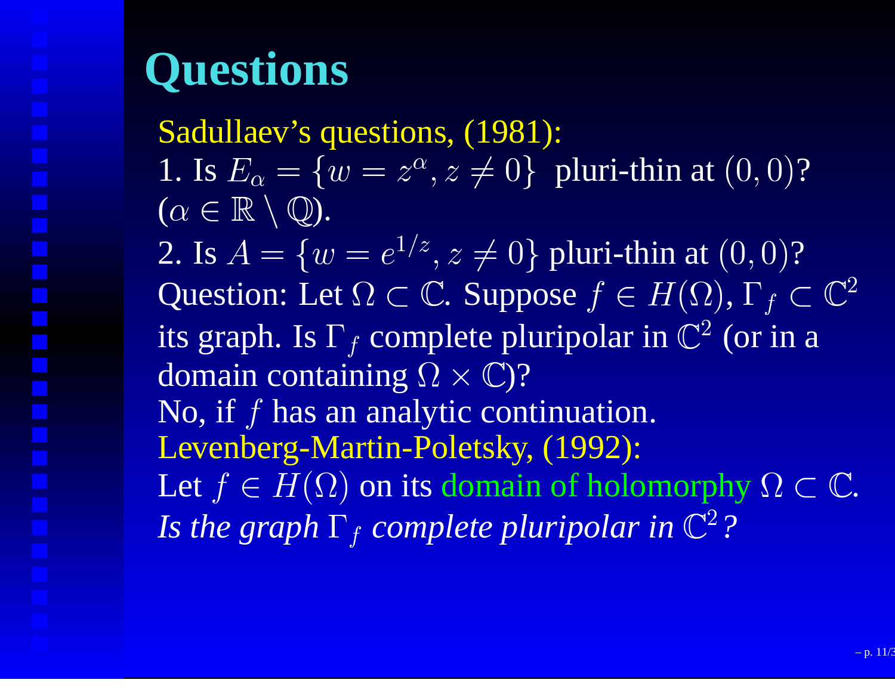# Questions

Sadullaev's questions, (1981):

1. Is $E_\alpha = \{w = z^\alpha, z \neq 0\}$ pluri-thin at $(0,0)$? ($\alpha \in \mathbb{R} \setminus \mathbb{Q}$).
2. Is $A = \{w = e^{1/z}, z \neq 0\}$ pluri-thin at $(0,0)$?

Question: Let $\Omega \subset \mathbb{C}$. Suppose $f \in H(\Omega)$, $\Gamma_f \subset \mathbb{C}^2$ its graph. Is $\Gamma_f$ complete pluripolar in $\mathbb{C}^2$ (or in a domain containing $\Omega \times \mathbb{C}$)?

No, if $f$ has an analytic continuation.

Levenberg-Martin-Poletsky, (1992):

Let $f \in H(\Omega)$ on its domain of holomorphy $\Omega \subset \mathbb{C}$.

*Is the graph $\Gamma_f$ complete pluripolar in $\mathbb{C}^2$?*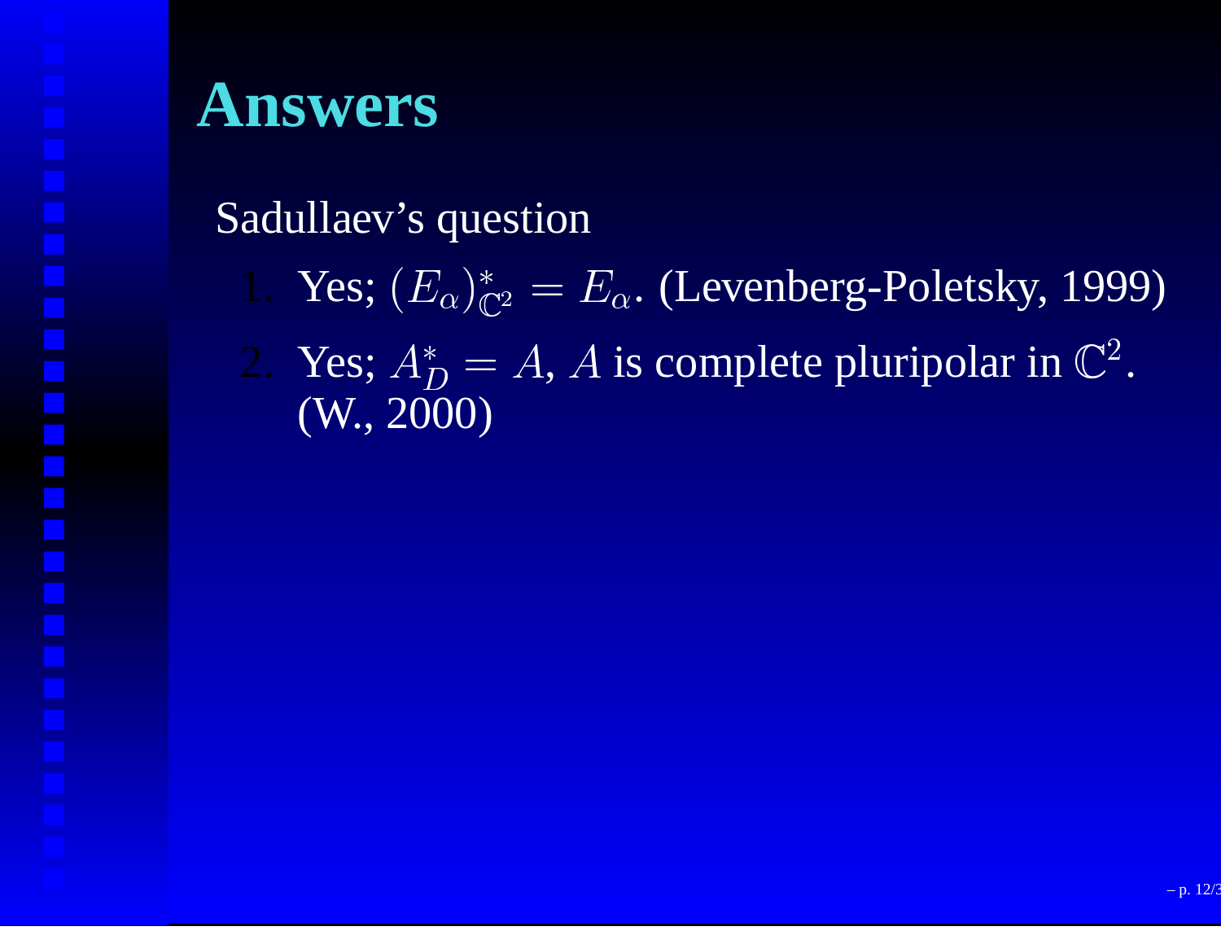# Answers

Sadullaev's question

1. Yes; $(E_\alpha)^*_{\mathbb{C}^2} = E_\alpha$. (Levenberg-Poletsky, 1999)
2. Yes; $A^*_D = A$, $A$ is complete pluripolar in $\mathbb{C}^2$. (W., 2000)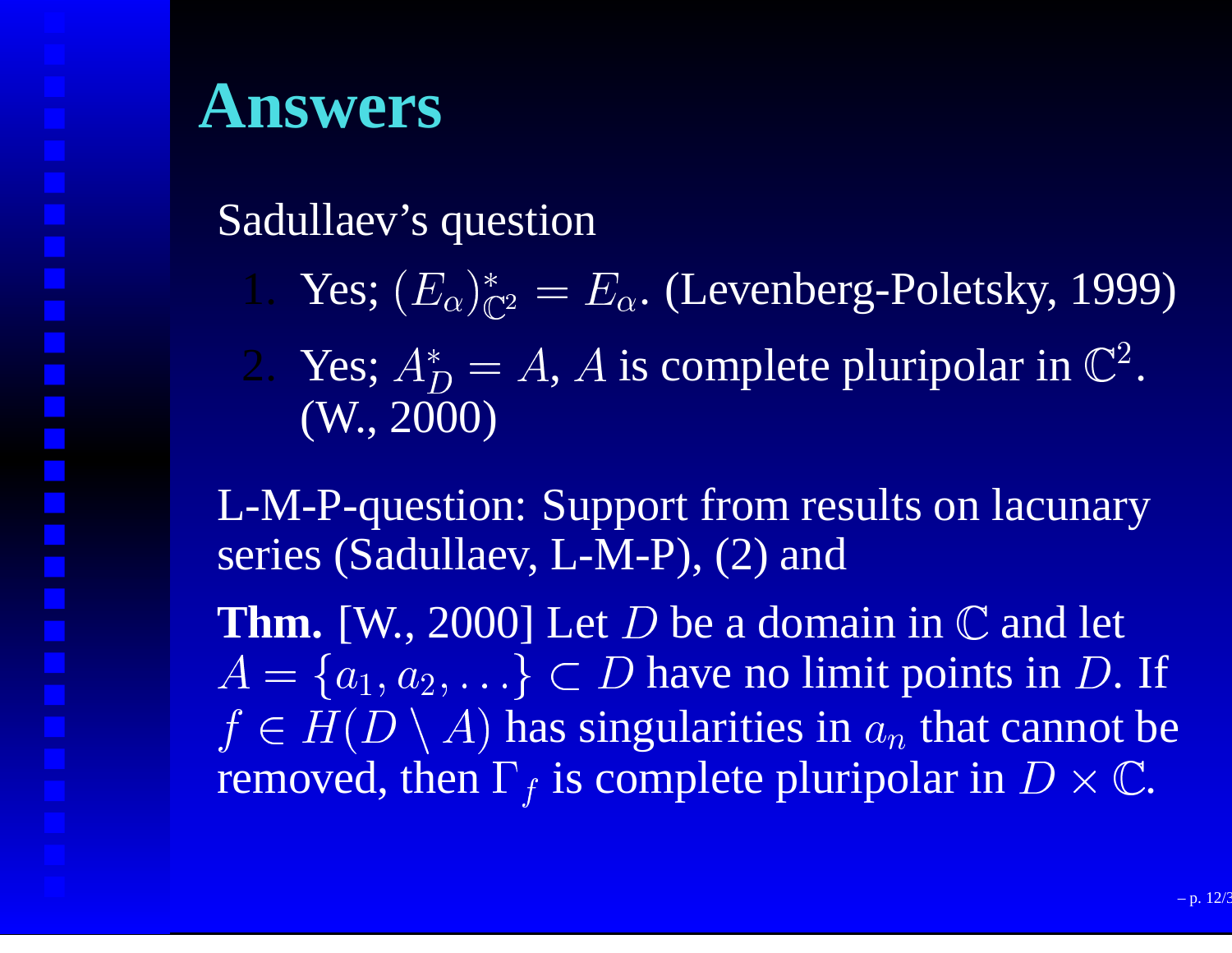# Answers

Sadullaev's question

1. Yes; $(E_\alpha)^*_{\mathbb{C}^2} = E_\alpha$. (Levenberg-Poletsky, 1999)
2. Yes; $A^*_D = A$, $A$ is complete pluripolar in $\mathbb{C}^2$. (W., 2000)

L-M-P-question: Support from results on lacunary series (Sadullaev, L-M-P), (2) and

**Thm.** [W., 2000] Let $D$ be a domain in $\mathbb{C}$ and let $A = \{a_1, a_2, \ldots\} \subset D$ have no limit points in $D$. If $f \in H(D \setminus A)$ has singularities in $a_n$ that cannot be removed, then $\Gamma_f$ is complete pluripolar in $D \times \mathbb{C}$.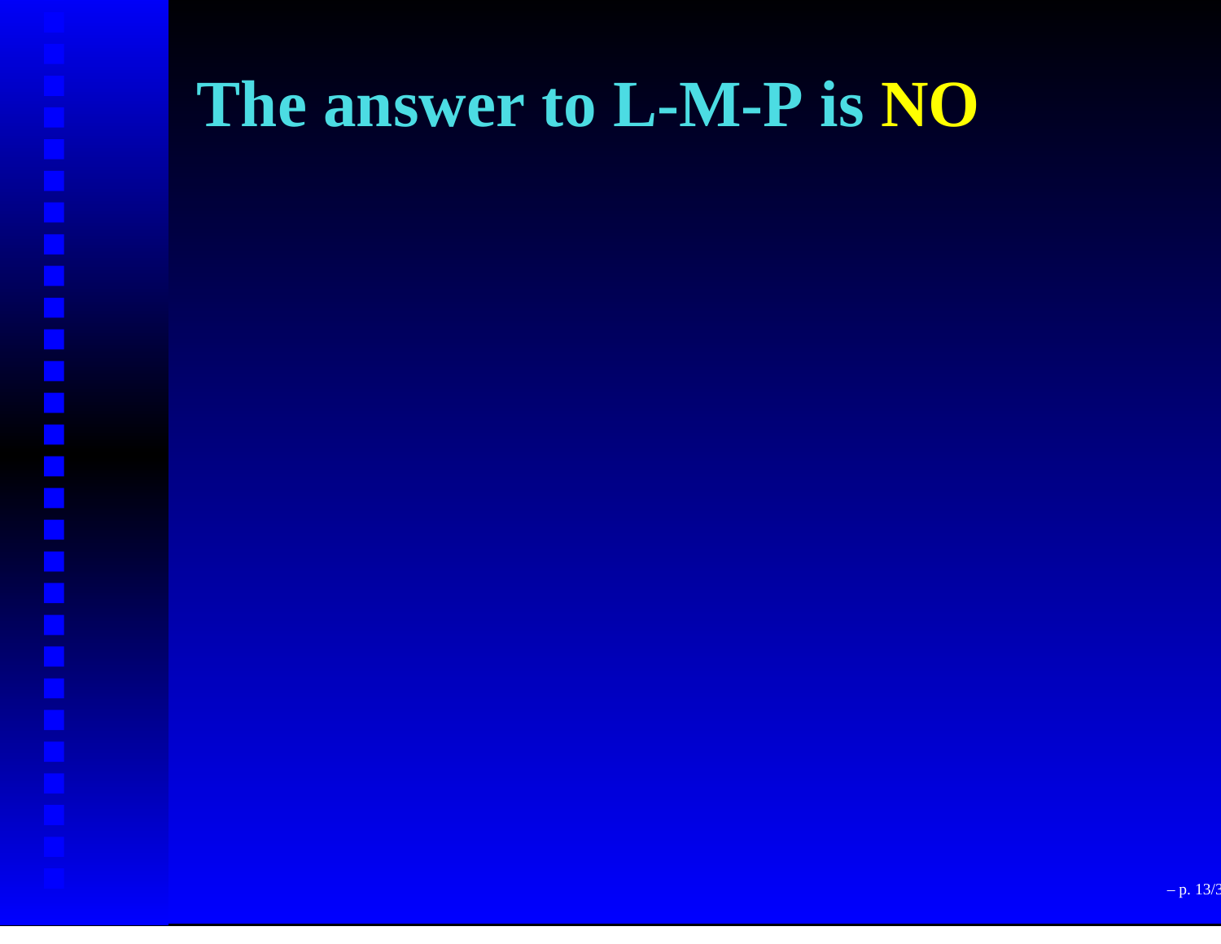# The answer to L-M-P is **NO**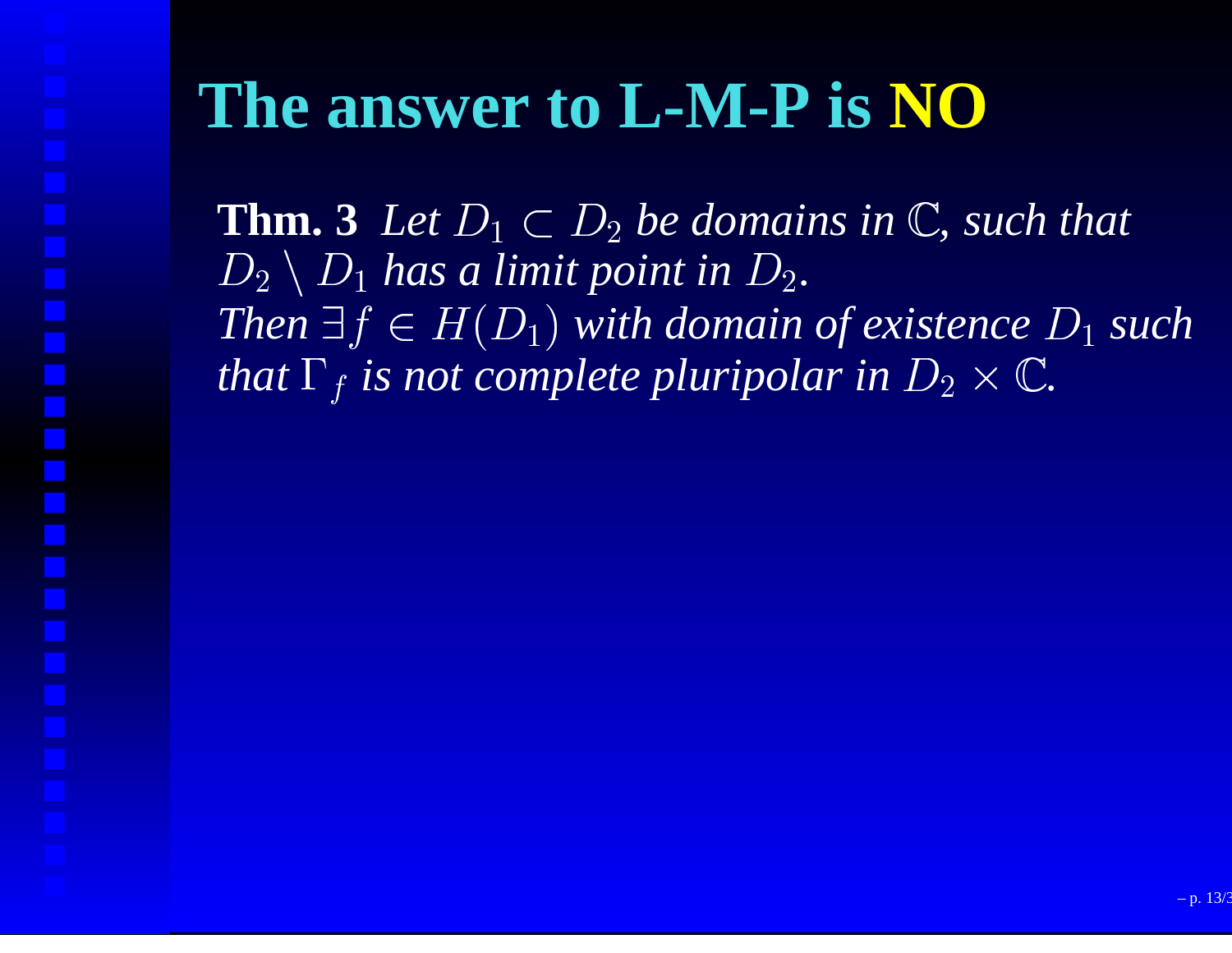# The answer to L-M-P is NO

**Thm. 3** *Let $D_1 \subset D_2$ be domains in $\mathbb{C}$, such that $D_2 \setminus D_1$ has a limit point in $D_2$. Then $\exists f \in H(D_1)$ with domain of existence $D_1$ such that $\Gamma_f$ is not complete pluripolar in $D_2 \times \mathbb{C}$.*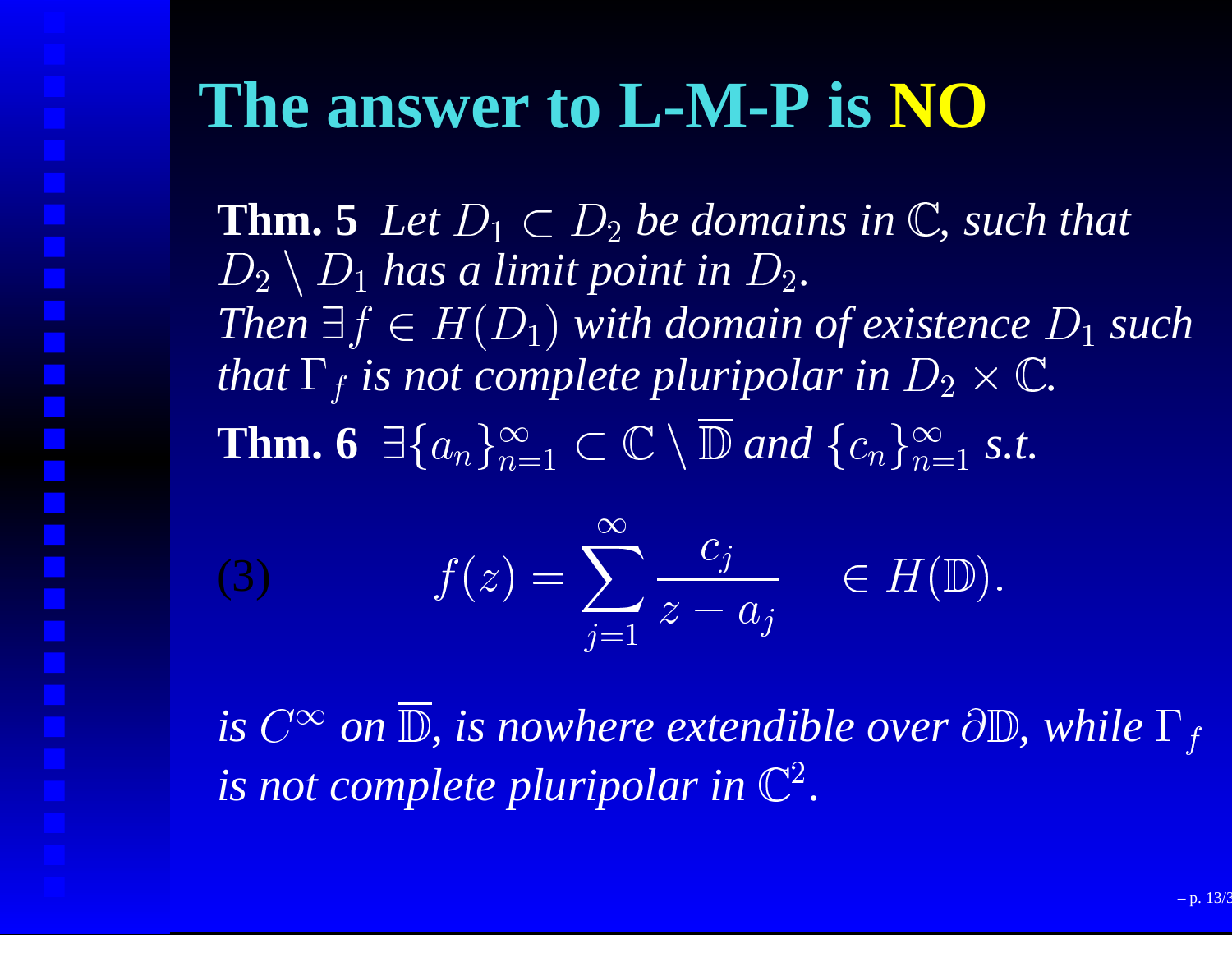# The answer to L-M-P is **NO**

**Thm. 5** *Let $D_1 \subset D_2$ be domains in $\mathbb{C}$, such that $D_2 \setminus D_1$ has a limit point in $D_2$. Then $\exists f \in H(D_1)$ with domain of existence $D_1$ such that $\Gamma_f$ is not complete pluripolar in $D_2 \times \mathbb{C}$.*

**Thm. 6** $\exists \{a_n\}_{n=1}^{\infty} \subset \mathbb{C} \setminus \overline{\mathbb{D}}$ *and* $\{c_n\}_{n=1}^{\infty}$ *s.t.*

$$f(z) = \sum_{j=1}^{\infty} \frac{c_j}{z - a_j} \quad \in H(\mathbb{D}). \tag{3}$$

*is $C^\infty$ on $\overline{\mathbb{D}}$, is nowhere extendible over $\partial\mathbb{D}$, while $\Gamma_f$ is not complete pluripolar in $\mathbb{C}^2$.*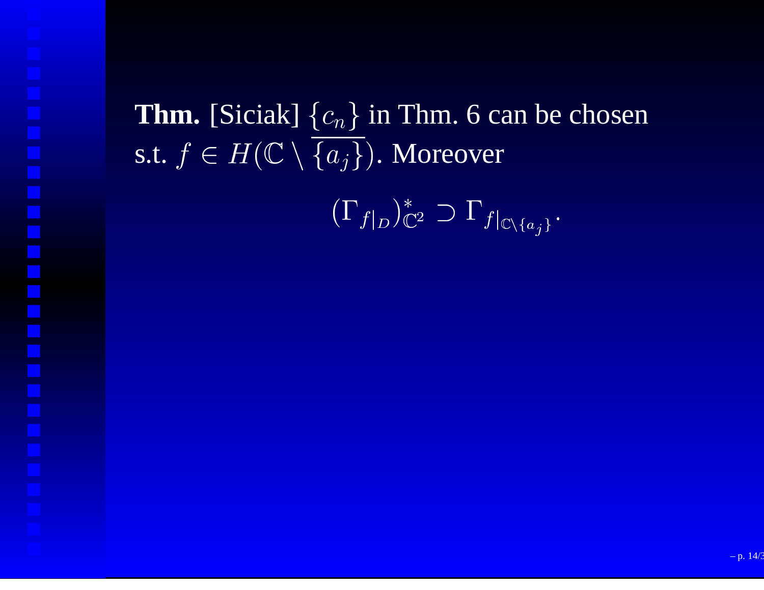**Thm.** [Siciak] $\{c_n\}$ in Thm. 6 can be chosen s.t. $f \in H(\mathbb{C} \setminus \overline{\{a_j\}})$. Moreover

$$(\Gamma_{f|_D})^*_{\mathbb{C}^2} \supset \Gamma_{f|_{\mathbb{C}\setminus\{a_j\}}}.$$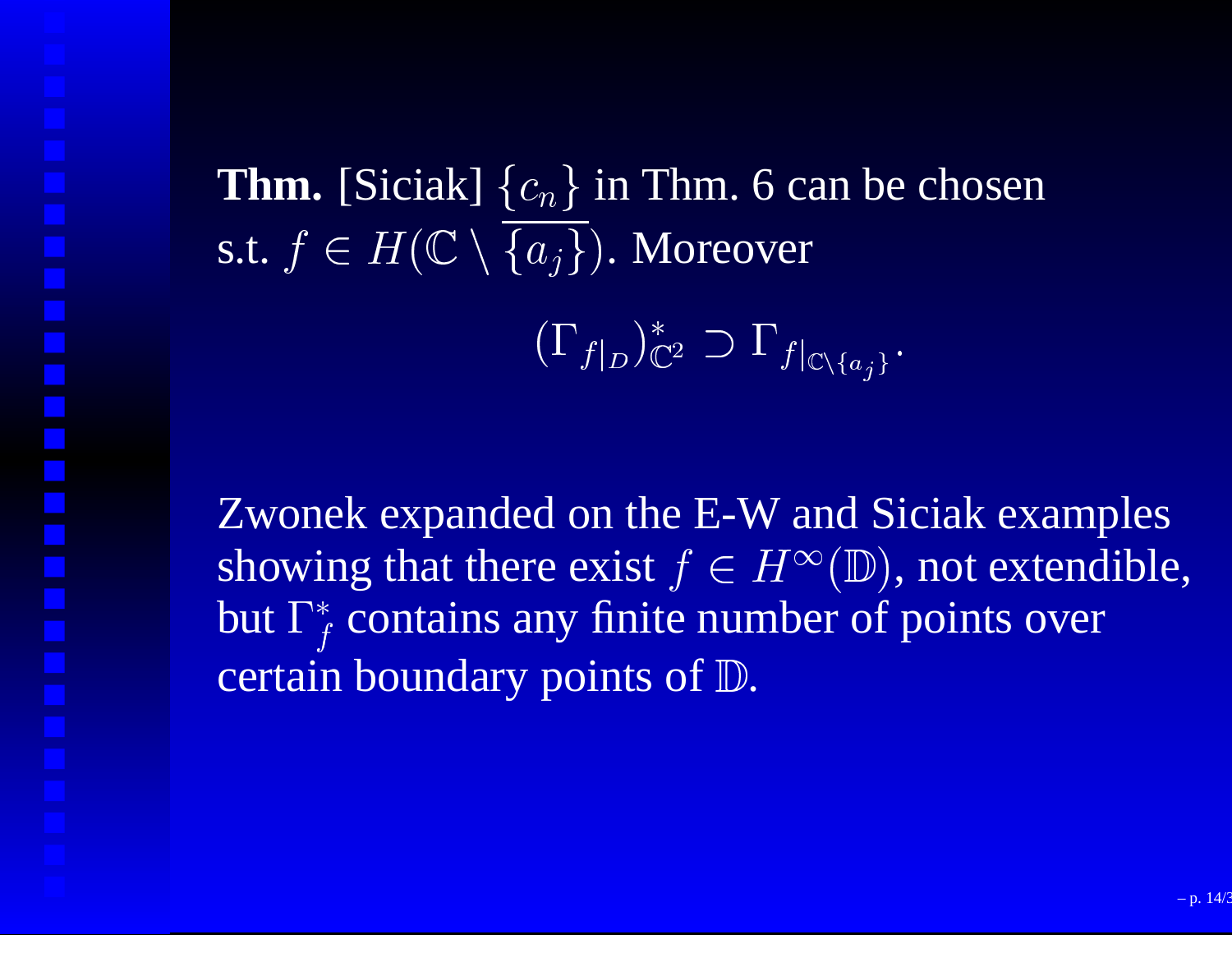**Thm.** [Siciak] $\{c_n\}$ in Thm. 6 can be chosen s.t. $f \in H(\mathbb{C} \setminus \overline{\{a_j\}})$. Moreover

$$(\Gamma_{f|_D})^*_{\mathbb{C}^2} \supset \Gamma_{f|_{\mathbb{C}\setminus\{a_j\}}}.$$

Zwonek expanded on the E-W and Siciak examples showing that there exist $f \in H^\infty(\mathbb{D})$, not extendible, but $\Gamma_f^*$ contains any finite number of points over certain boundary points of $\mathbb{D}$.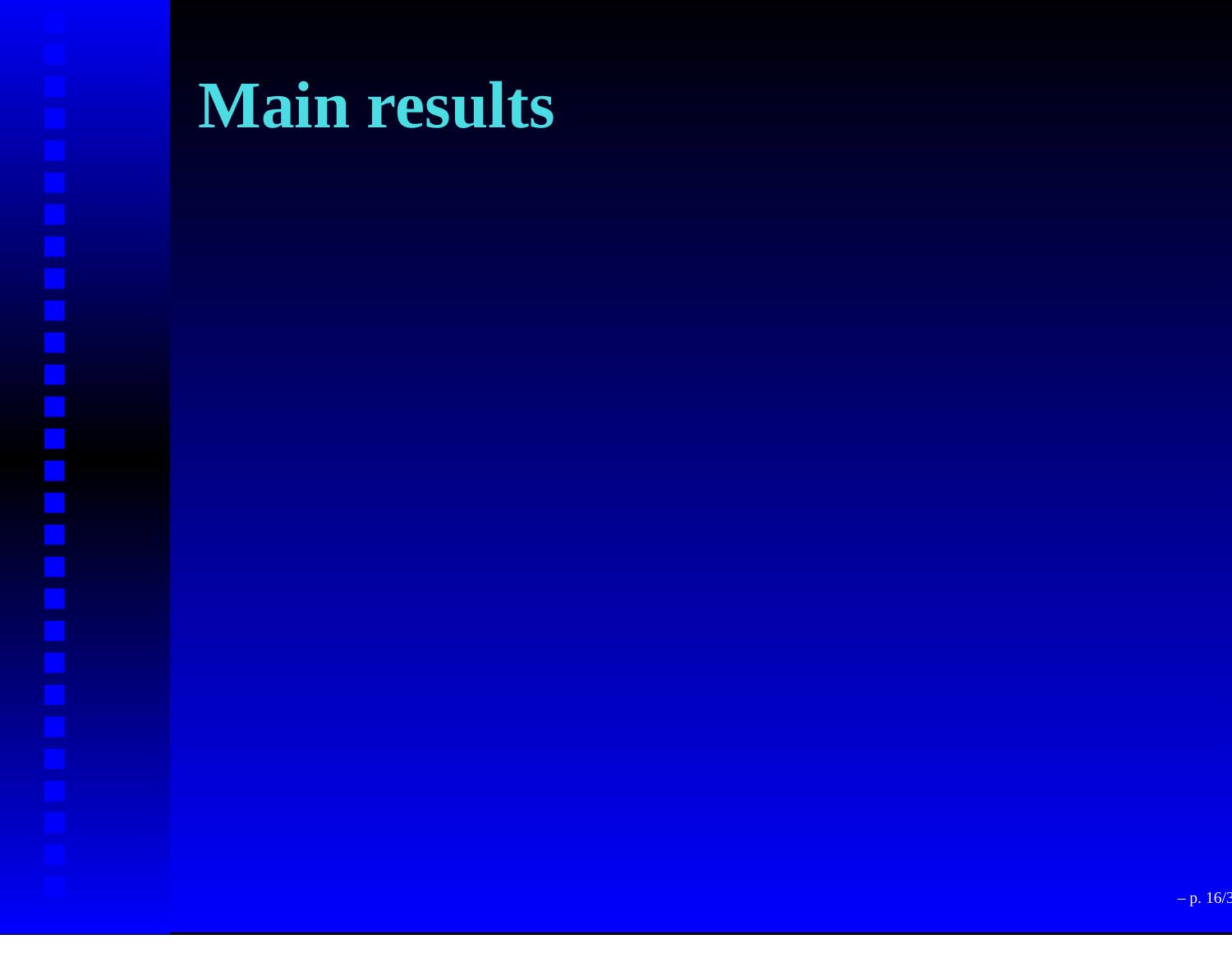# Main results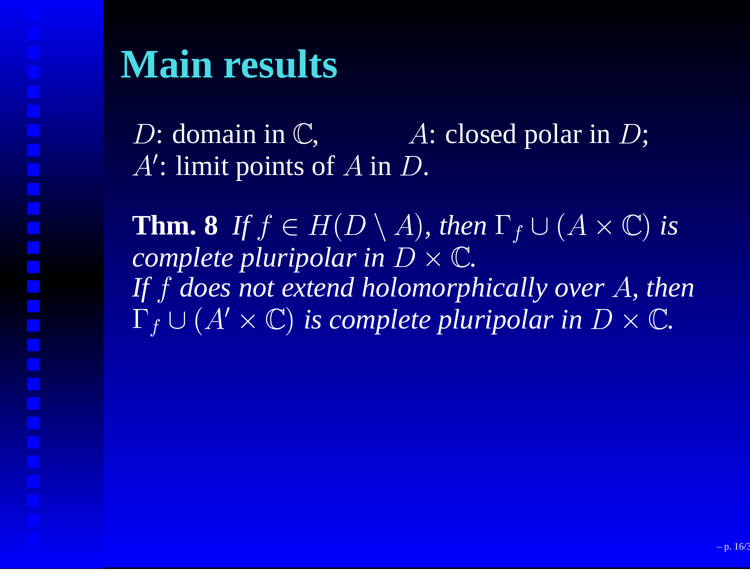# Main results

$D$: domain in $\mathbb{C}$, $A$: closed polar in $D$;
$A'$: limit points of $A$ in $D$.

**Thm. 8** *If $f \in H(D \setminus A)$, then $\Gamma_f \cup (A \times \mathbb{C})$ is complete pluripolar in $D \times \mathbb{C}$.*
*If $f$ does not extend holomorphically over $A$, then $\Gamma_f \cup (A' \times \mathbb{C})$ is complete pluripolar in $D \times \mathbb{C}$.*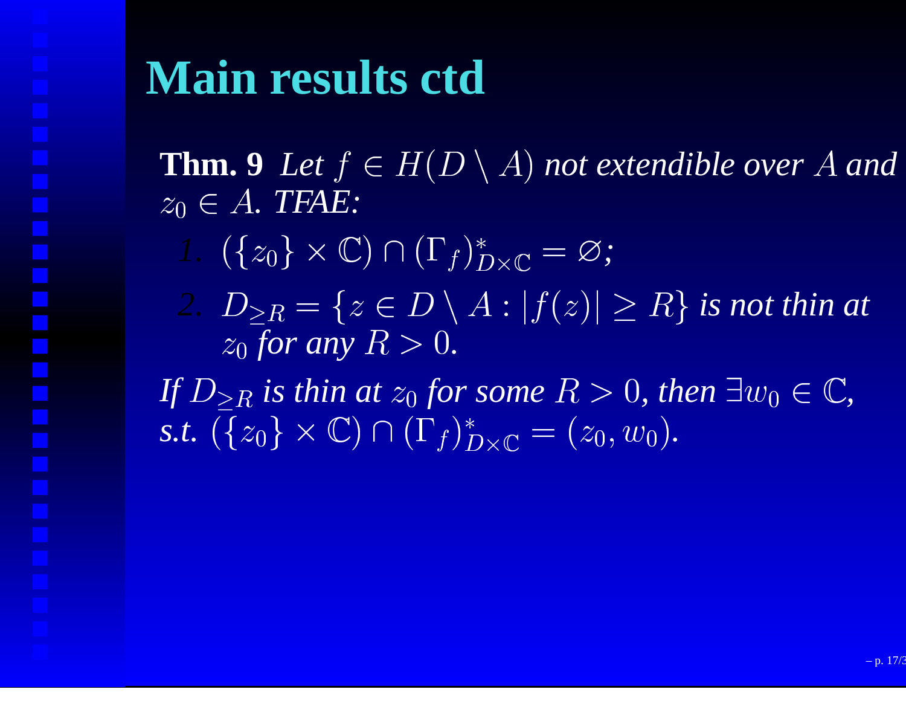# Main results ctd

**Thm. 9** *Let $f \in H(D \setminus A)$ not extendible over $A$ and $z_0 \in A$. TFAE:*

1. $(\{z_0\} \times \mathbb{C}) \cap (\Gamma_f)^*_{D \times \mathbb{C}} = \varnothing$;
2. $D_{\geq R} = \{z \in D \setminus A : |f(z)| \geq R\}$ *is not thin at* $z_0$ *for any* $R > 0$.

*If $D_{\geq R}$ is thin at $z_0$ for some $R > 0$, then $\exists w_0 \in \mathbb{C}$, s.t. $(\{z_0\} \times \mathbb{C}) \cap (\Gamma_f)^*_{D \times \mathbb{C}} = (z_0, w_0)$.*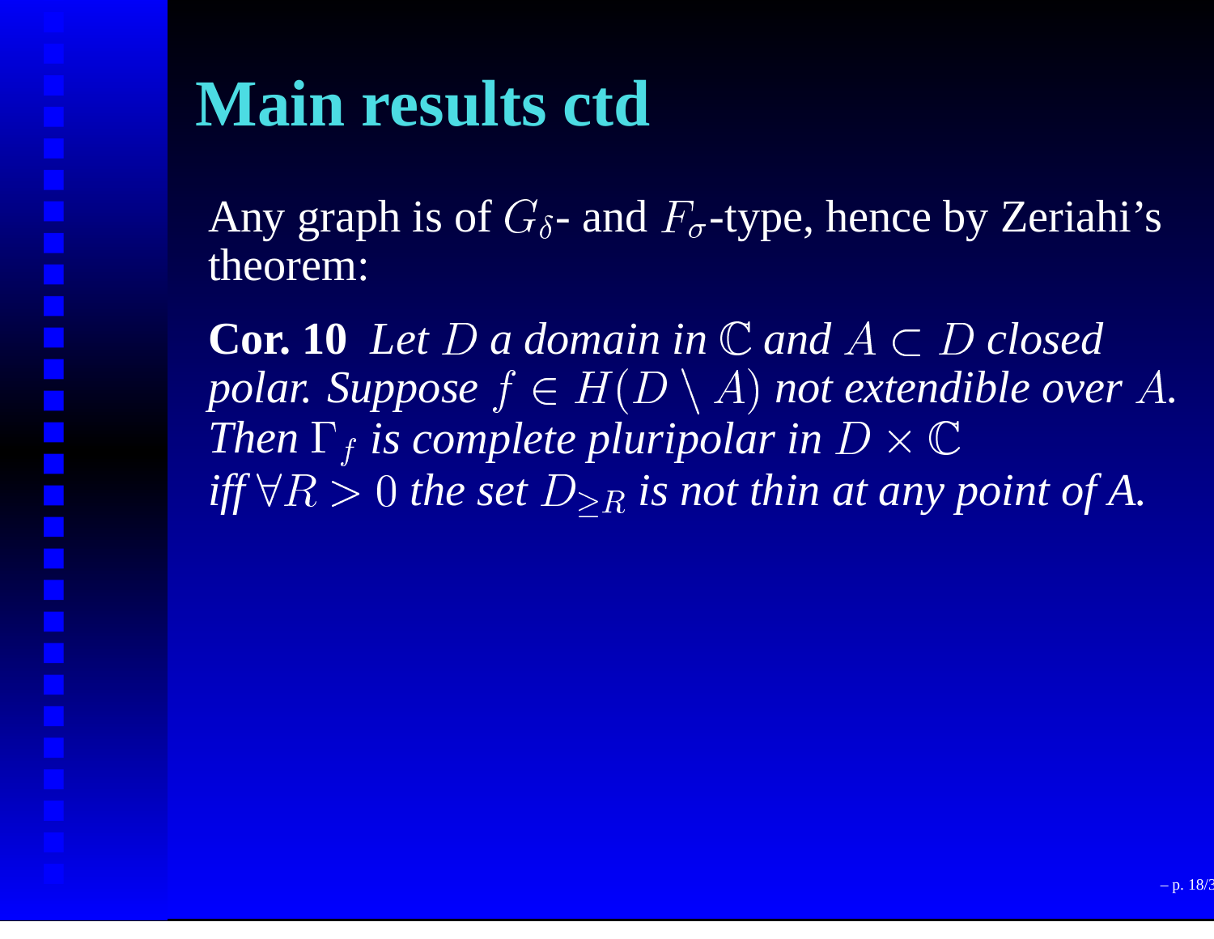# Main results ctd

Any graph is of $G_\delta$- and $F_\sigma$-type, hence by Zeriahi's theorem:

**Cor. 10** *Let $D$ a domain in $\mathbb{C}$ and $A \subset D$ closed polar. Suppose $f \in H(D \setminus A)$ not extendible over $A$. Then $\Gamma_f$ is complete pluripolar in $D \times \mathbb{C}$ iff $\forall R > 0$ the set $D_{\geq R}$ is not thin at any point of A.*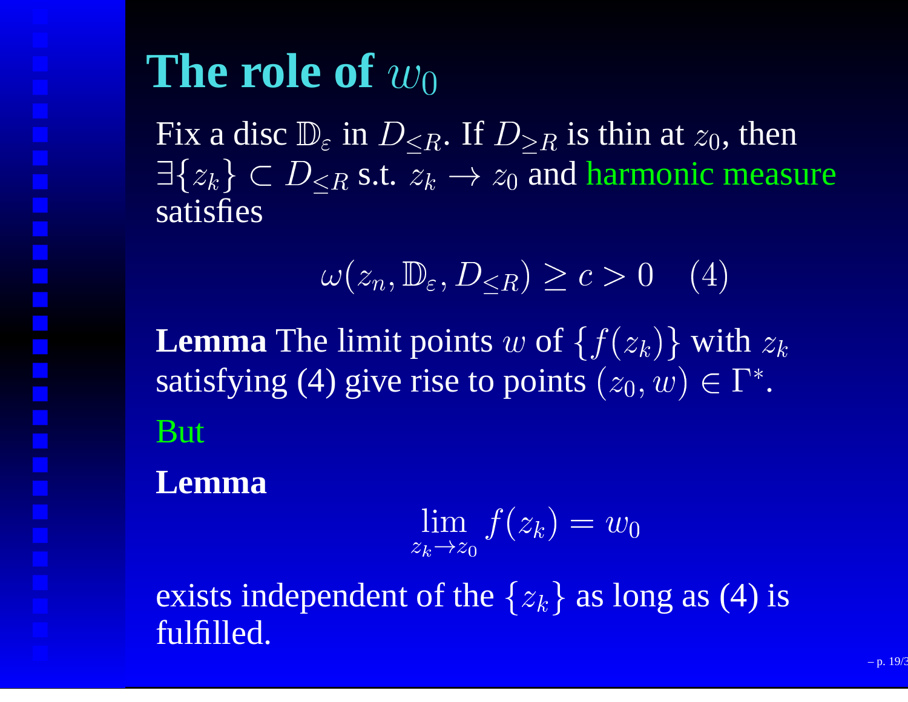# The role of $w_0$

Fix a disc $\mathbb{D}_\varepsilon$ in $D_{\leq R}$. If $D_{\geq R}$ is thin at $z_0$, then $\exists \{z_k\} \subset D_{\leq R}$ s.t. $z_k \to z_0$ and harmonic measure satisfies

$$\omega(z_n, \mathbb{D}_\varepsilon, D_{\leq R}) \geq c > 0 \quad (4)$$

**Lemma** The limit points $w$ of $\{f(z_k)\}$ with $z_k$ satisfying (4) give rise to points $(z_0, w) \in \Gamma^*$.

But

**Lemma**

$$\lim_{z_k \to z_0} f(z_k) = w_0$$

exists independent of the $\{z_k\}$ as long as (4) is fulfilled.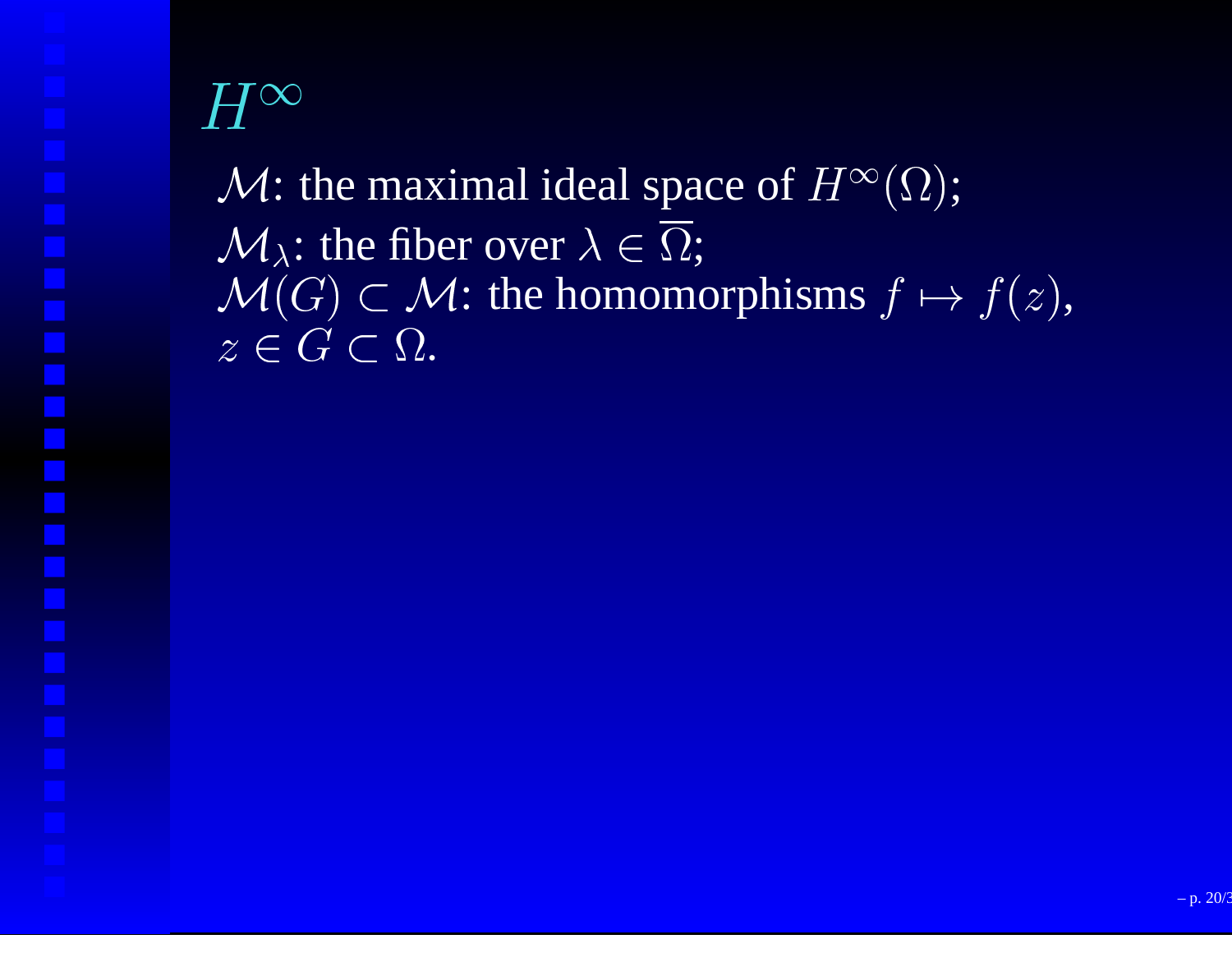# $H^\infty$

$\mathcal{M}$: the maximal ideal space of $H^\infty(\Omega)$;
$\mathcal{M}_\lambda$: the fiber over $\lambda \in \overline{\Omega}$;
$\mathcal{M}(G) \subset \mathcal{M}$: the homomorphisms $f \mapsto f(z)$, $z \in G \subset \Omega$.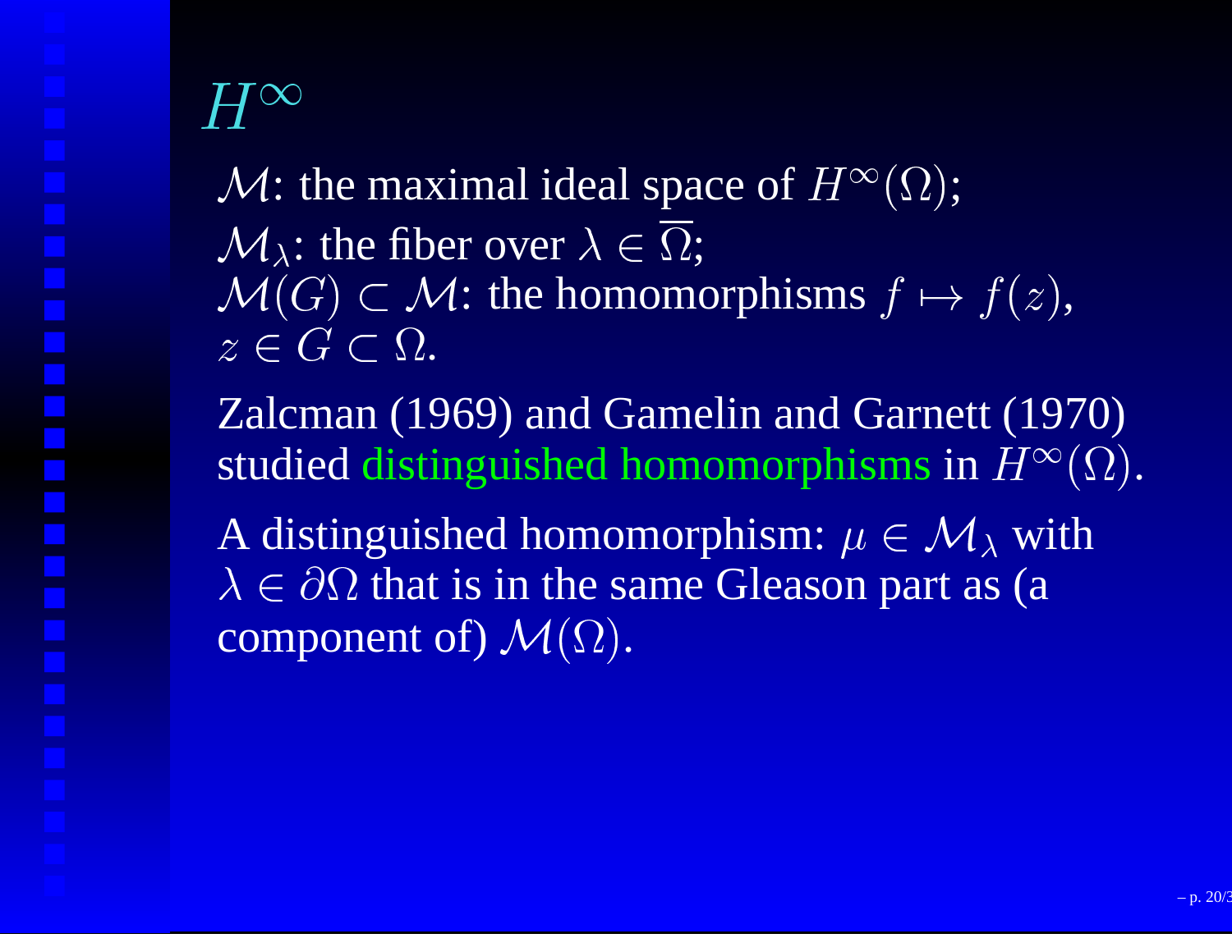# $H^\infty$

$\mathcal{M}$: the maximal ideal space of $H^\infty(\Omega)$;
$\mathcal{M}_\lambda$: the fiber over $\lambda \in \overline{\Omega}$;
$\mathcal{M}(G) \subset \mathcal{M}$: the homomorphisms $f \mapsto f(z)$, $z \in G \subset \Omega$.

Zalcman (1969) and Gamelin and Garnett (1970) studied distinguished homomorphisms in $H^\infty(\Omega)$.

A distinguished homomorphism: $\mu \in \mathcal{M}_\lambda$ with $\lambda \in \partial\Omega$ that is in the same Gleason part as (a component of) $\mathcal{M}(\Omega)$.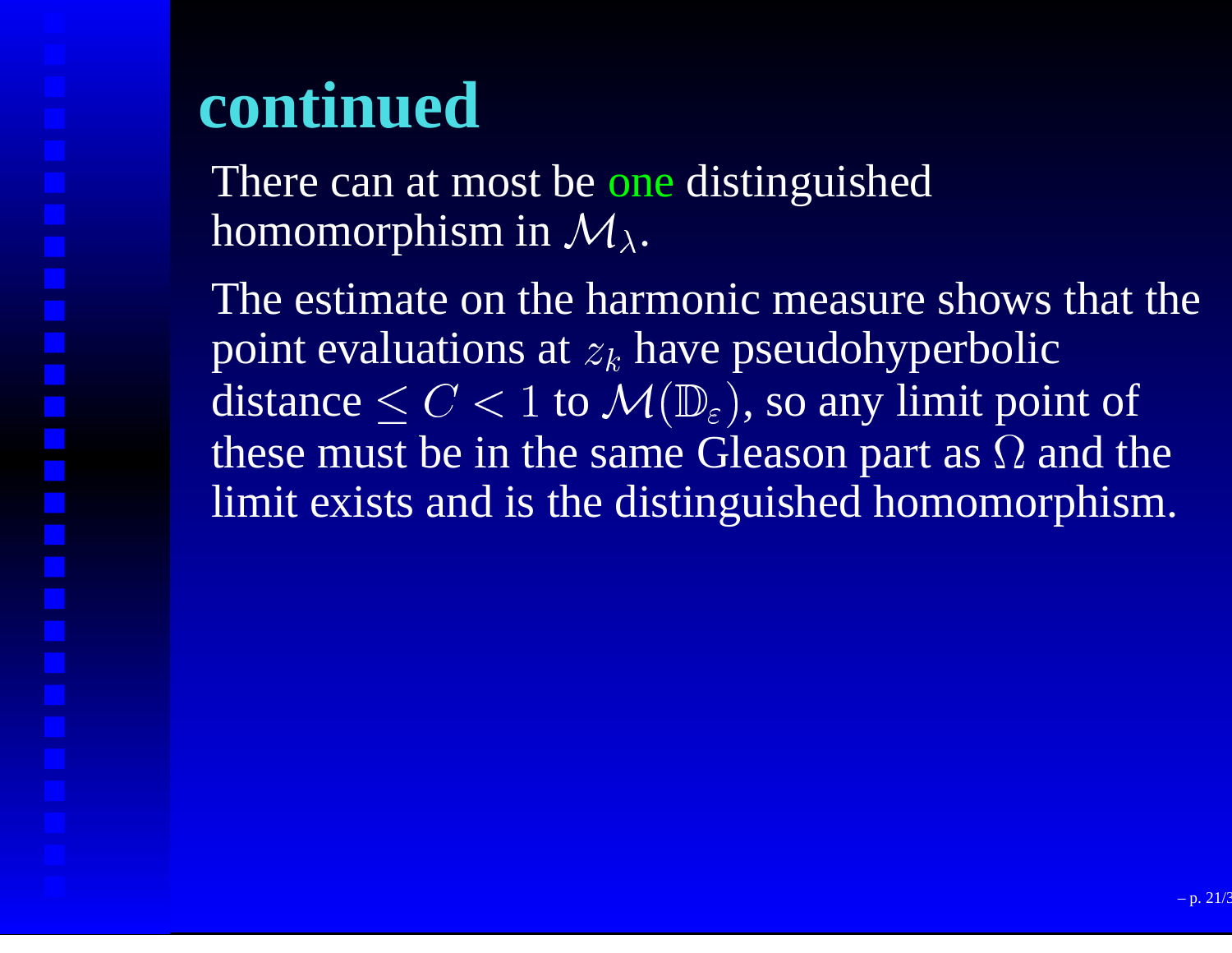# continued

There can at most be one distinguished homomorphism in $\mathcal{M}_\lambda$.

The estimate on the harmonic measure shows that the point evaluations at $z_k$ have pseudohyperbolic distance $\leq C < 1$ to $\mathcal{M}(\mathbb{D}_\varepsilon)$, so any limit point of these must be in the same Gleason part as $\Omega$ and the limit exists and is the distinguished homomorphism.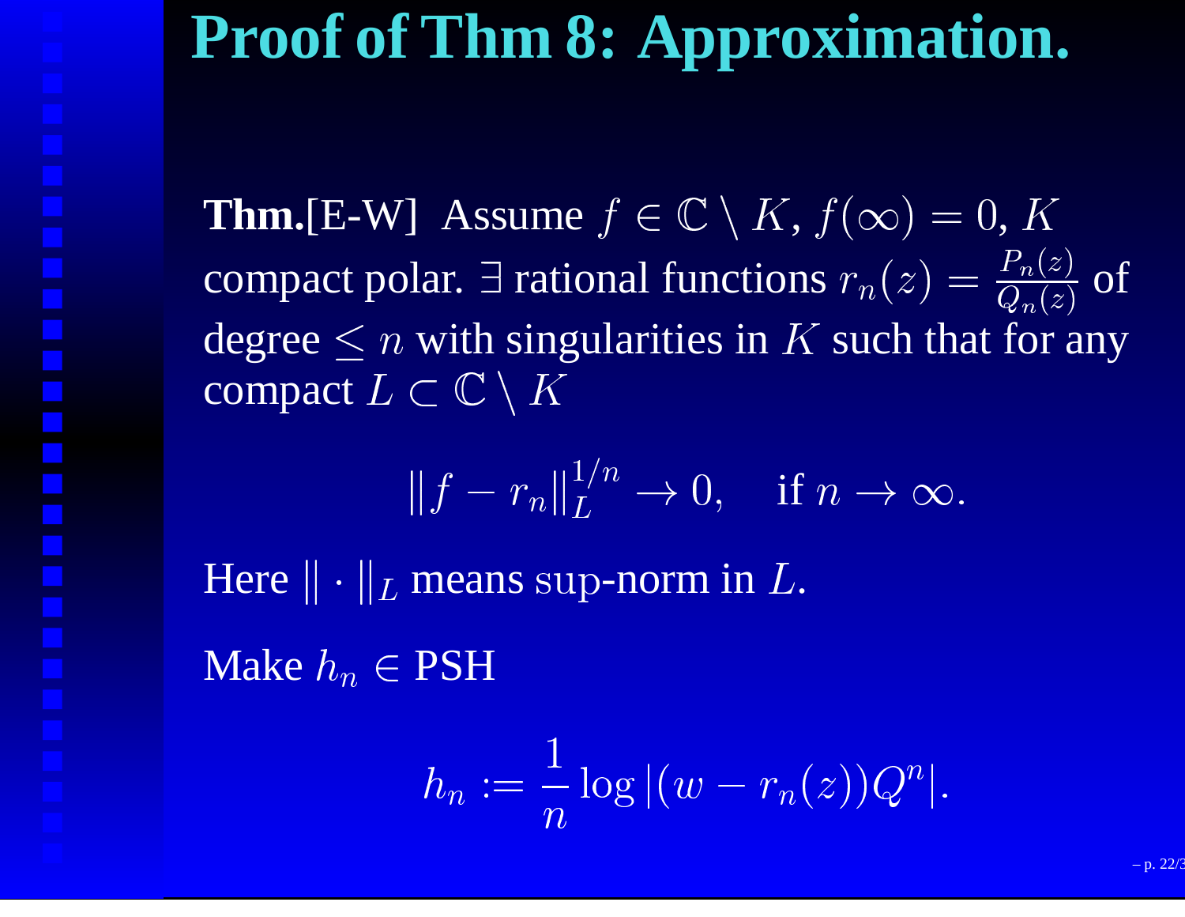# Proof of Thm 8: Approximation.

**Thm.**[E-W] Assume $f \in \mathbb{C} \setminus K$, $f(\infty) = 0$, $K$ compact polar. $\exists$ rational functions $r_n(z) = \frac{P_n(z)}{Q_n(z)}$ of degree $\leq n$ with singularities in $K$ such that for any compact $L \subset \mathbb{C} \setminus K$

$$\|f - r_n\|_L^{1/n} \to 0, \quad \text{if } n \to \infty.$$

Here $\| \cdot \|_L$ means sup-norm in $L$.

Make $h_n \in$ PSH

$$h_n := \frac{1}{n} \log |(w - r_n(z))Q^n|.$$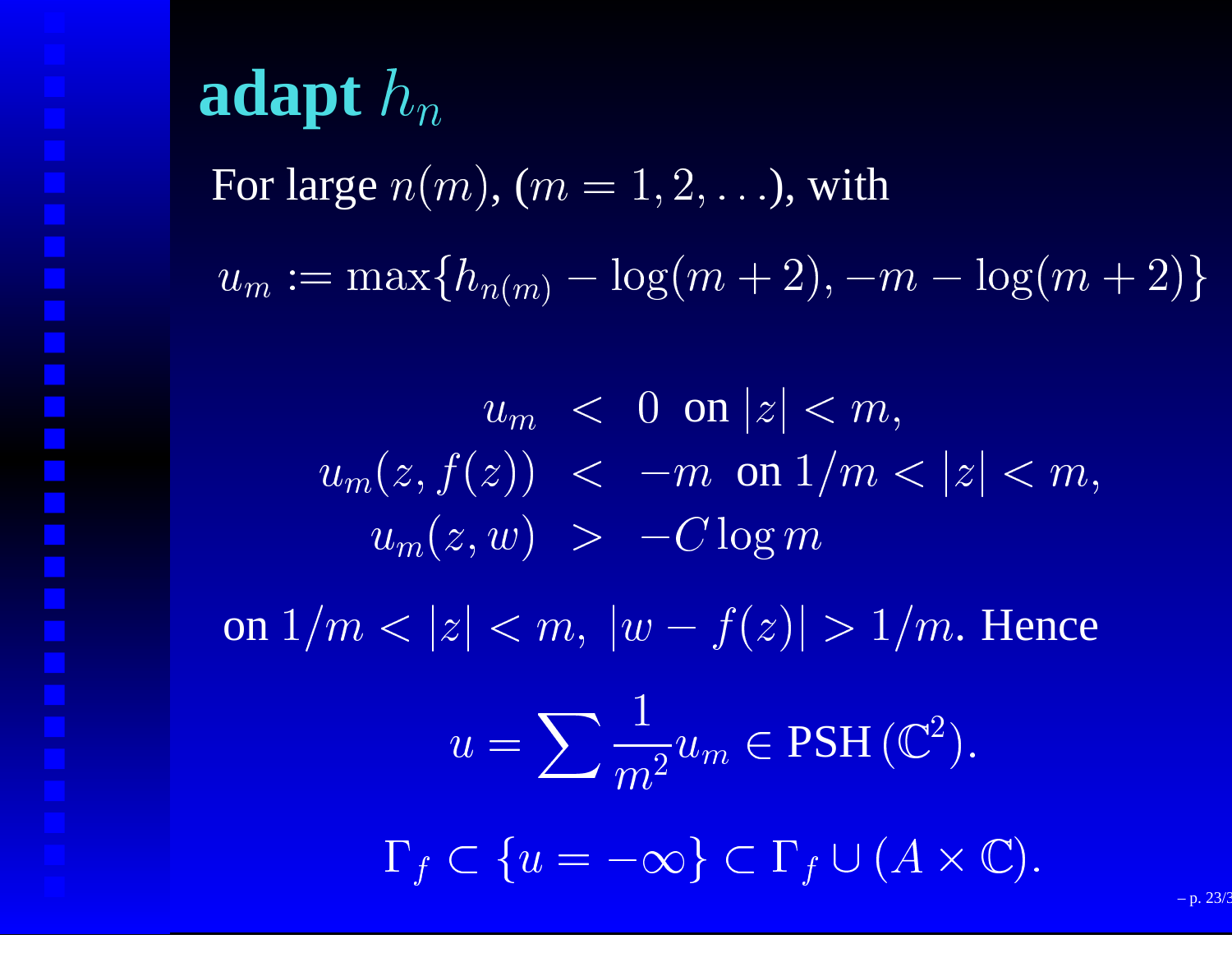# adapt $h_n$

For large $n(m)$, ($m = 1, 2, \ldots$), with

$u_m := \max\{h_{n(m)} - \log(m+2), -m - \log(m+2)\}$

$$
\begin{aligned}
u_m &< 0 \text{ on } |z| < m, \\
u_m(z, f(z)) &< -m \text{ on } 1/m < |z| < m, \\
u_m(z, w) &> -C \log m
\end{aligned}
$$

on $1/m < |z| < m$, $|w - f(z)| > 1/m$. Hence

$$u = \sum \frac{1}{m^2} u_m \in \text{PSH}\,(\mathbb{C}^2).$$

$$\Gamma_f \subset \{u = -\infty\} \subset \Gamma_f \cup (A \times \mathbb{C}).$$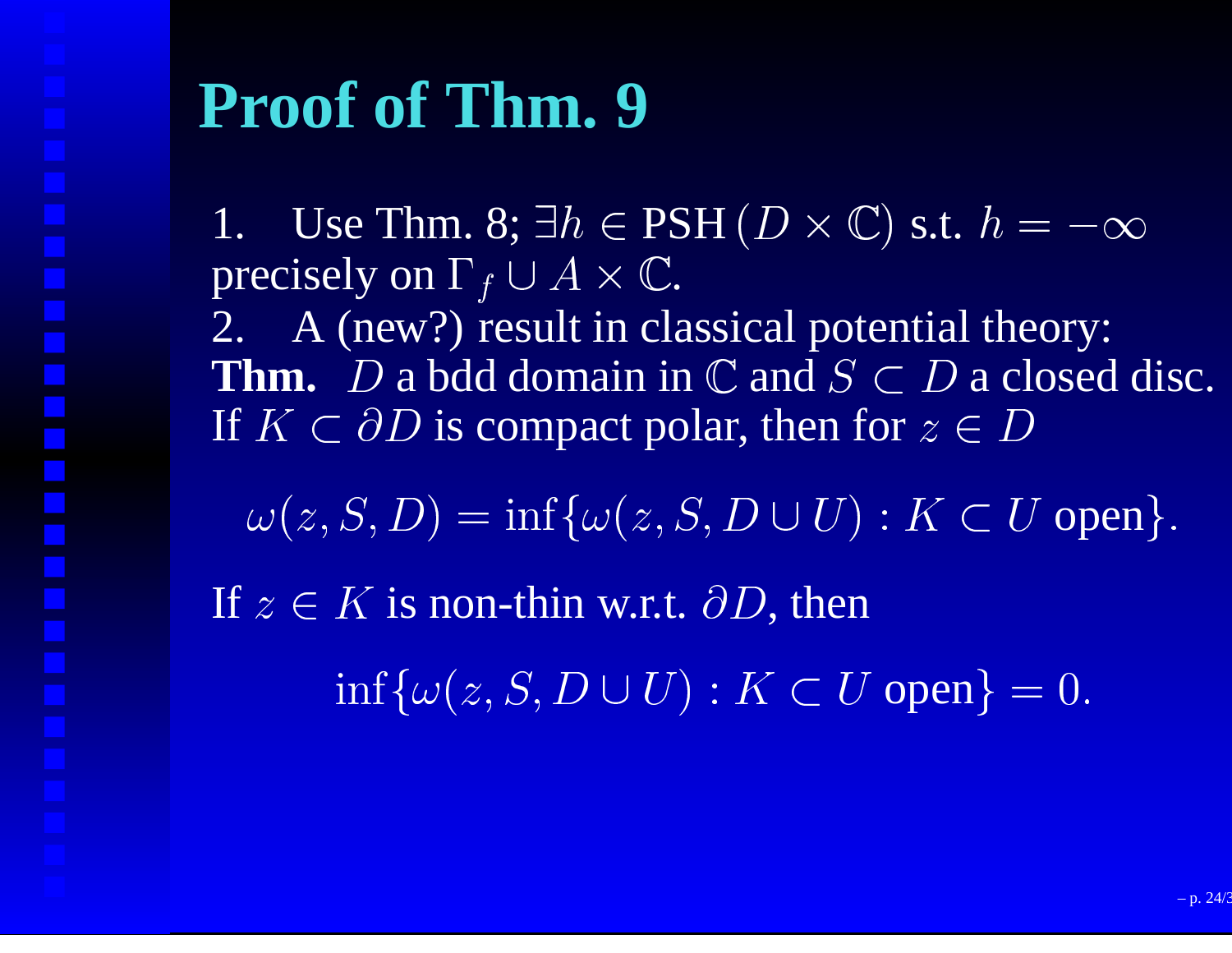# Proof of Thm. 9

1. Use Thm. 8; $\exists h \in \text{PSH}\,(D \times \mathbb{C})$ s.t. $h = -\infty$ precisely on $\Gamma_f \cup A \times \mathbb{C}$.
2. A (new?) result in classical potential theory:

**Thm.** $D$ a bdd domain in $\mathbb{C}$ and $S \subset D$ a closed disc. If $K \subset \partial D$ is compact polar, then for $z \in D$

$$\omega(z, S, D) = \inf\{\omega(z, S, D \cup U) : K \subset U \text{ open}\}.$$

If $z \in K$ is non-thin w.r.t. $\partial D$, then

$$\inf\{\omega(z, S, D \cup U) : K \subset U \text{ open}\} = 0.$$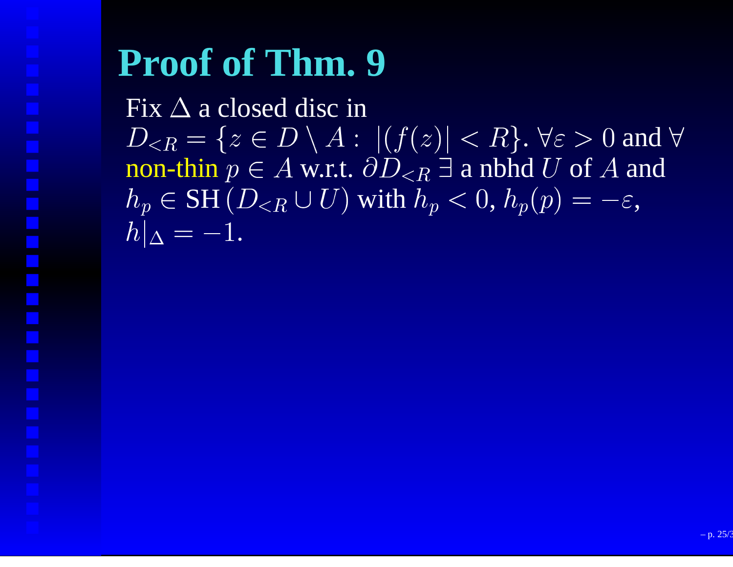# Proof of Thm. 9

Fix $\Delta$ a closed disc in $D_{<R} = \{z \in D \setminus A : \ |(f(z)| < R\}$. $\forall \varepsilon > 0$ and $\forall$ non-thin $p \in A$ w.r.t. $\partial D_{<R}$ $\exists$ a nbhd $U$ of $A$ and $h_p \in \mathrm{SH}\left(D_{<R} \cup U\right)$ with $h_p < 0$, $h_p(p) = -\varepsilon$, $h|_\Delta = -1$.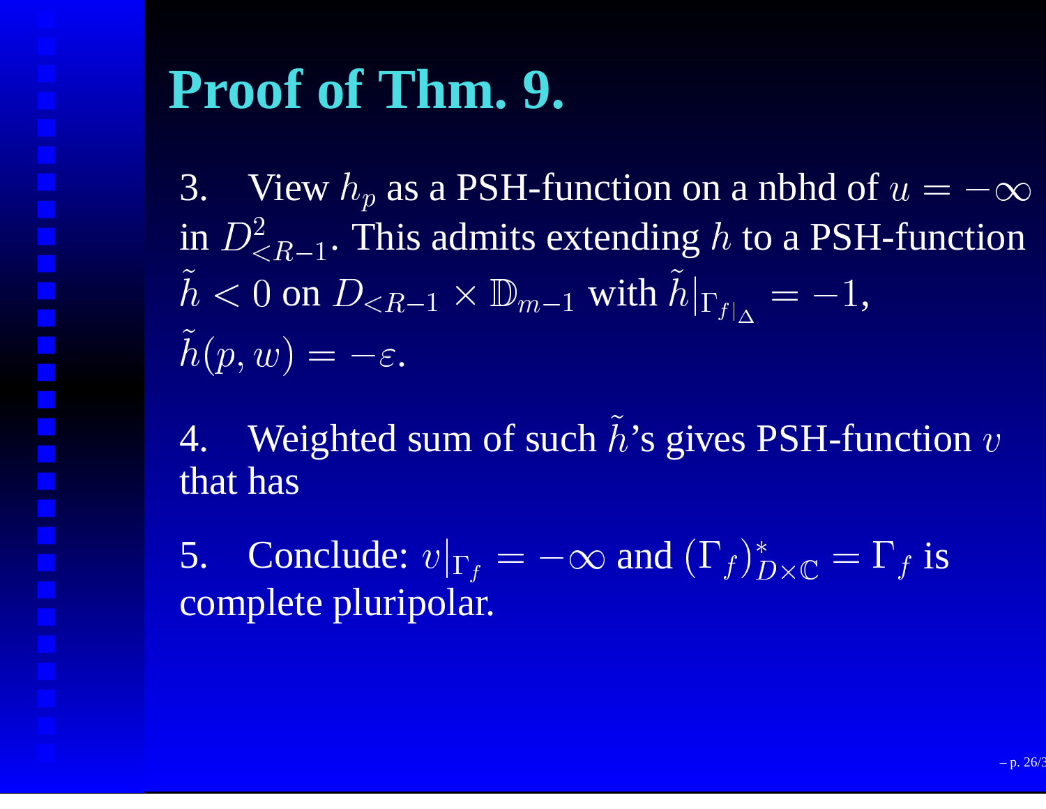# Proof of Thm. 9.

3. View $h_p$ as a PSH-function on a nbhd of $u = -\infty$ in $D^2_{<R-1}$. This admits extending $h$ to a PSH-function $\tilde{h} < 0$ on $D_{<R-1} \times \mathbb{D}_{m-1}$ with $\tilde{h}|_{\Gamma_{f|_\Delta}} = -1$, $\tilde{h}(p, w) = -\varepsilon$.

4. Weighted sum of such $\tilde{h}$'s gives PSH-function $v$ that has

5. Conclude: $v|_{\Gamma_f} = -\infty$ and $(\Gamma_f)^*_{D\times\mathbb{C}} = \Gamma_f$ is complete pluripolar.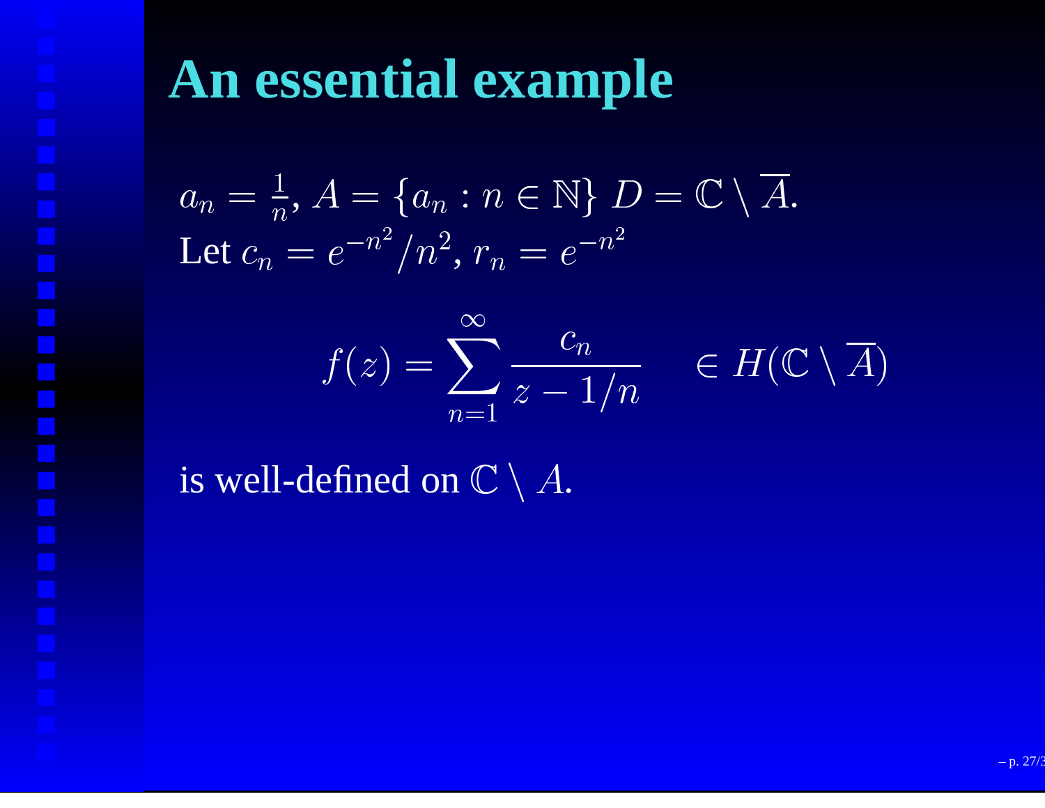# An essential example

$a_n = \frac{1}{n}$, $A = \{a_n : n \in \mathbb{N}\}$ $D = \mathbb{C} \setminus \overline{A}$.
Let $c_n = e^{-n^2}/n^2$, $r_n = e^{-n^2}$

$$f(z) = \sum_{n=1}^{\infty} \frac{c_n}{z - 1/n} \quad \in H(\mathbb{C} \setminus \overline{A})$$

is well-defined on $\mathbb{C} \setminus A$.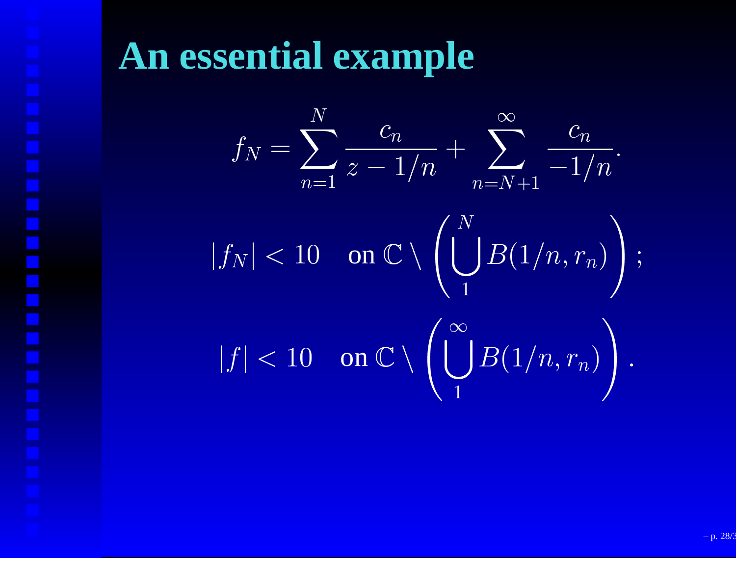# An essential example

$$f_N = \sum_{n=1}^{N} \frac{c_n}{z - 1/n} + \sum_{n=N+1}^{\infty} \frac{c_n}{-1/n}.$$

$$|f_N| < 10 \quad \text{on } \mathbb{C} \setminus \left( \bigcup_{1}^{N} B(1/n, r_n) \right);$$

$$|f| < 10 \quad \text{on } \mathbb{C} \setminus \left( \bigcup_{1}^{\infty} B(1/n, r_n) \right).$$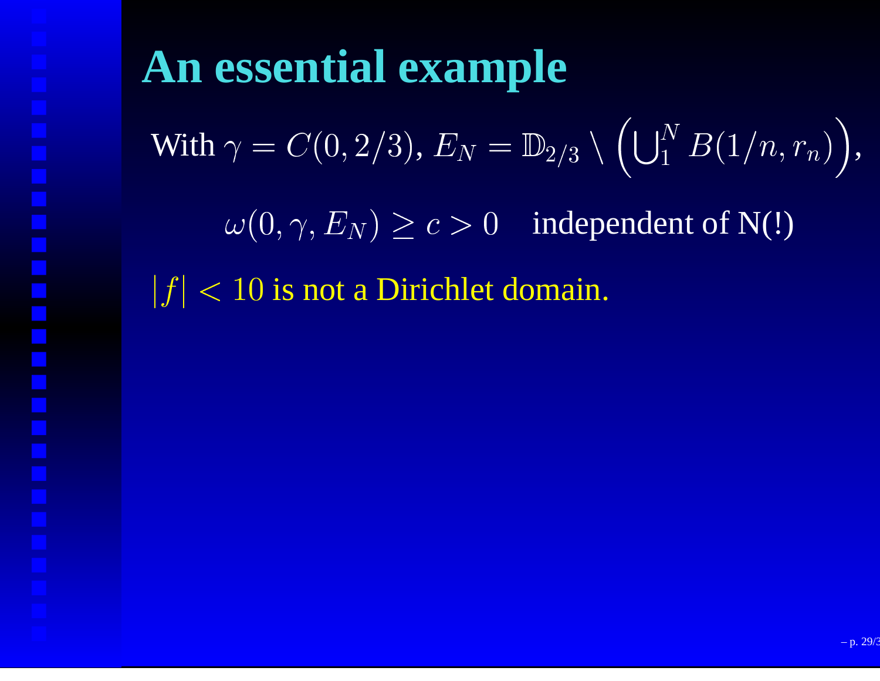# An essential example

With $\gamma = C(0, 2/3)$, $E_N = \mathbb{D}_{2/3} \setminus \left( \bigcup_1^N B(1/n, r_n) \right)$,

$$\omega(0, \gamma, E_N) \geq c > 0 \quad \text{independent of N(!)}$$

$|f| < 10$ is not a Dirichlet domain.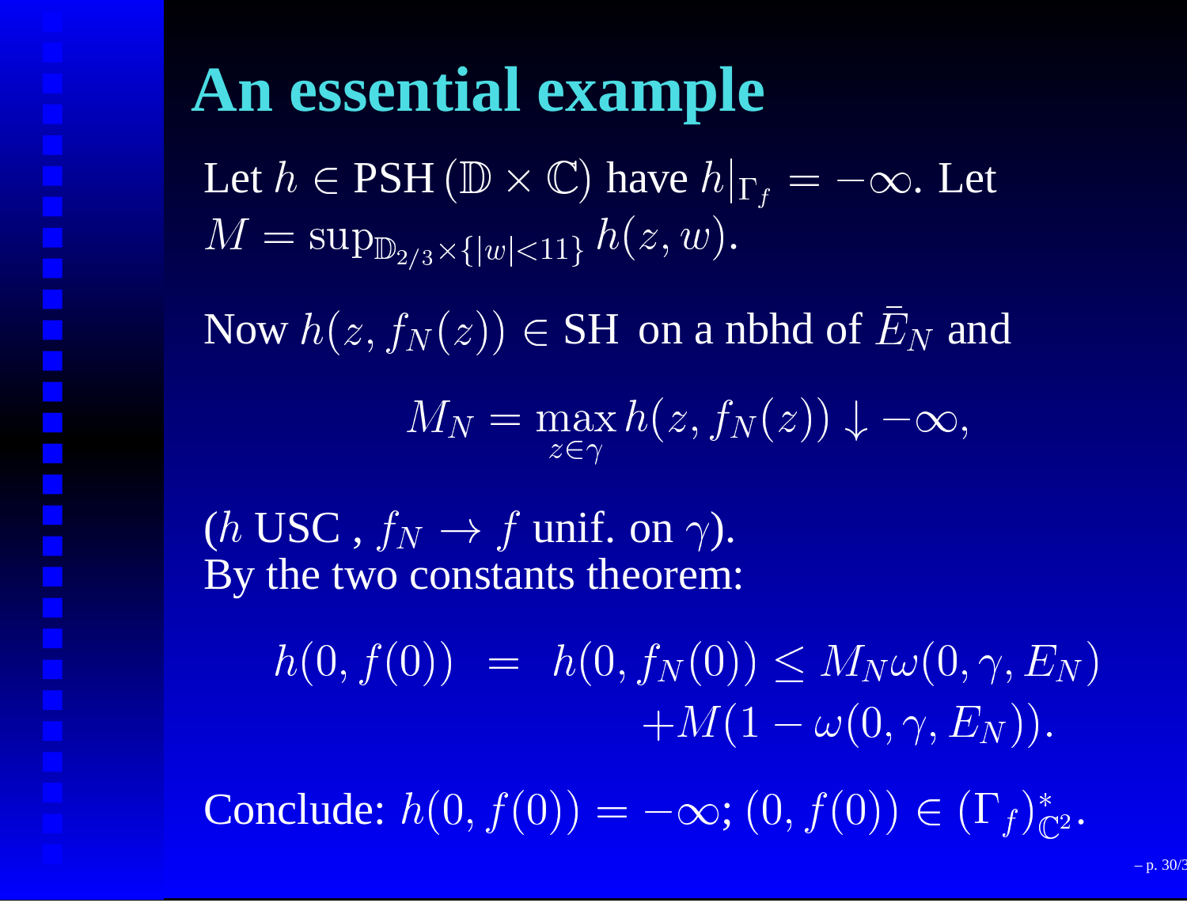# An essential example

Let $h \in \mathrm{PSH}\,(\mathbb{D} \times \mathbb{C})$ have $h|_{\Gamma_f} = -\infty$. Let $M = \sup_{\mathbb{D}_{2/3} \times \{|w|<11\}} h(z,w)$.

Now $h(z, f_N(z)) \in \mathrm{SH}$ on a nbhd of $\bar{E}_N$ and

$$M_N = \max_{z \in \gamma} h(z, f_N(z)) \downarrow -\infty,$$

($h$ USC , $f_N \to f$ unif. on $\gamma$).
By the two constants theorem:

$$\begin{aligned} h(0, f(0)) &= h(0, f_N(0)) \leq M_N \omega(0, \gamma, E_N) \\ &\qquad + M(1 - \omega(0, \gamma, E_N)). \end{aligned}$$

Conclude: $h(0, f(0)) = -\infty$; $(0, f(0)) \in (\Gamma_f)^*_{\mathbb{C}^2}$.